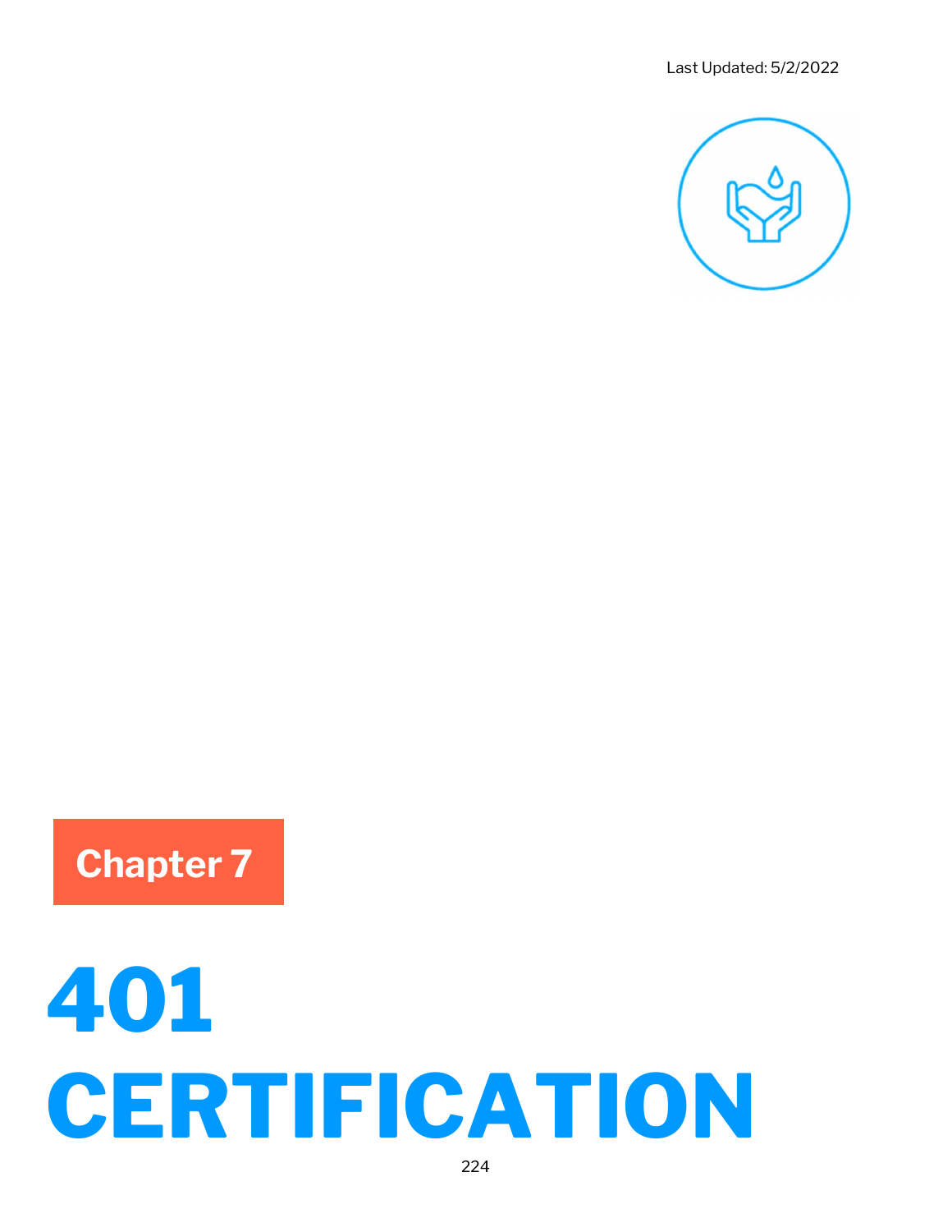Last Updated: 5/2/2022

Chapter 7

# 401 CERTIFICATION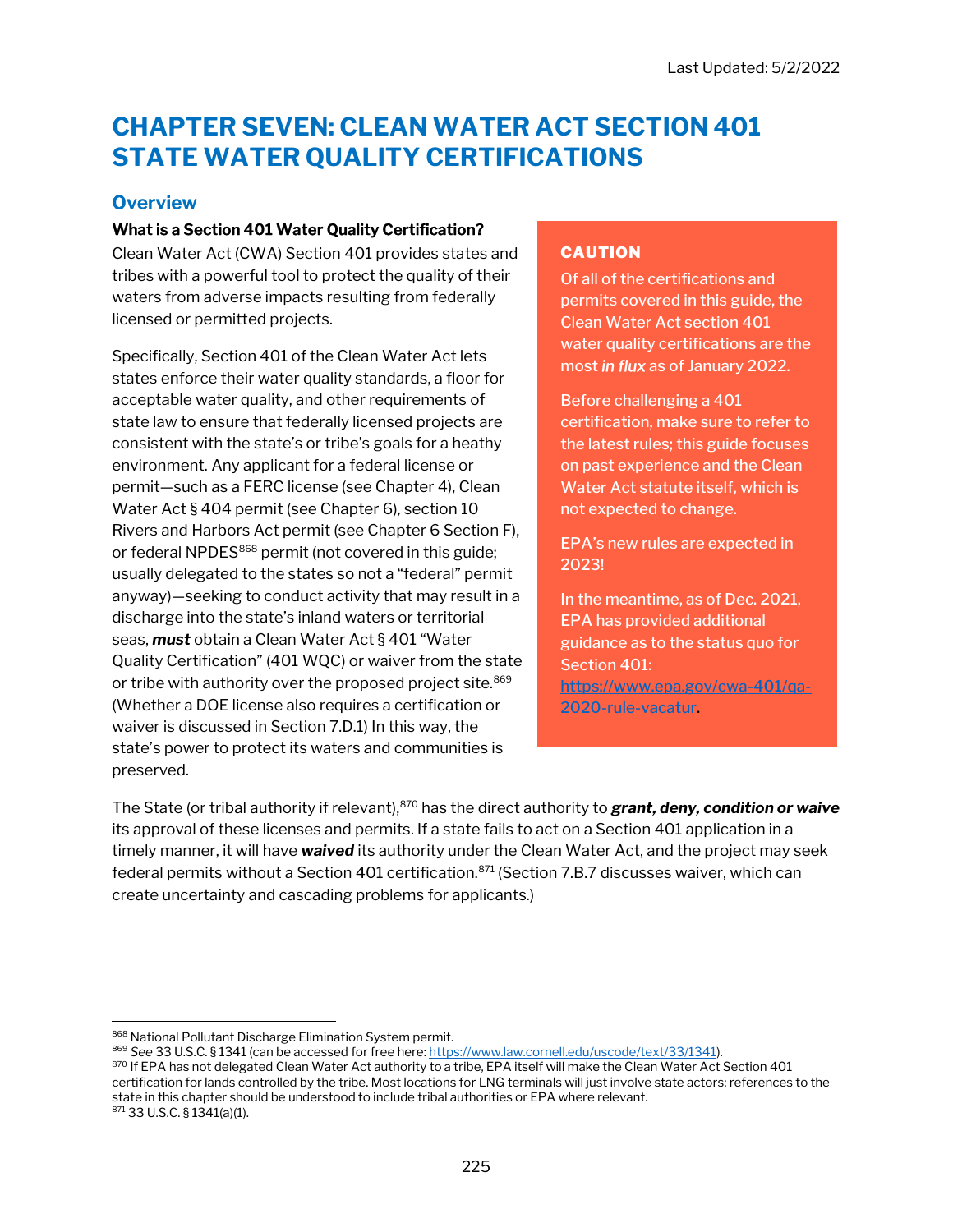Last Updated: 5/2/2022

# CHAPTER SEVEN: CLEAN WATER ACT SECTION 401 STATE WATER QUALITY CERTIFICATIONS

## Overview

**What is a Section 401 Water Quality Certification?**

Clean Water Act (CWA) Section 401 provides states and tribes with a powerful tool to protect the quality of their waters from adverse impacts resulting from federally licensed or permitted projects.

Specifically, Section 401 of the Clean Water Act lets states enforce their water quality standards, a floor for acceptable water quality, and other requirements of state law to ensure that federally licensed projects are consistent with the state's or tribe's goals for a heathy environment. Any applicant for a federal license or permit—such as a FERC license (see Chapter 4), Clean Water Act § 404 permit (see Chapter 6), section 10 Rivers and Harbors Act permit (see Chapter 6 Section F), or federal NPDES[868] permit (not covered in this guide; usually delegated to the states so not a "federal" permit anyway)—seeking to conduct activity that may result in a discharge into the state's inland waters or territorial seas, ***must*** obtain a Clean Water Act § 401 "Water Quality Certification" (401 WQC) or waiver from the state or tribe with authority over the proposed project site.[869] (Whether a DOE license also requires a certification or waiver is discussed in Section 7.D.1) In this way, the state's power to protect its waters and communities is preserved.

> **CAUTION**
>
> Of all of the certifications and permits covered in this guide, the Clean Water Act section 401 water quality certifications are the most *in flux* as of January 2022.
>
> Before challenging a 401 certification, make sure to refer to the latest rules; this guide focuses on past experience and the Clean Water Act statute itself, which is not expected to change.
>
> EPA's new rules are expected in 2023!
>
> In the meantime, as of Dec. 2021, EPA has provided additional guidance as to the status quo for Section 401: https://www.epa.gov/cwa-401/qa-2020-rule-vacatur.

The State (or tribal authority if relevant),[870] has the direct authority to ***grant, deny, condition or waive*** its approval of these licenses and permits. If a state fails to act on a Section 401 application in a timely manner, it will have ***waived*** its authority under the Clean Water Act, and the project may seek federal permits without a Section 401 certification.[871] (Section 7.B.7 discusses waiver, which can create uncertainty and cascading problems for applicants.)

---

[868] National Pollutant Discharge Elimination System permit.

[869] *See* 33 U.S.C. § 1341 (can be accessed for free here: https://www.law.cornell.edu/uscode/text/33/1341).

[870] If EPA has not delegated Clean Water Act authority to a tribe, EPA itself will make the Clean Water Act Section 401 certification for lands controlled by the tribe. Most locations for LNG terminals will just involve state actors; references to the state in this chapter should be understood to include tribal authorities or EPA where relevant.

[871] 33 U.S.C. § 1341(a)(1).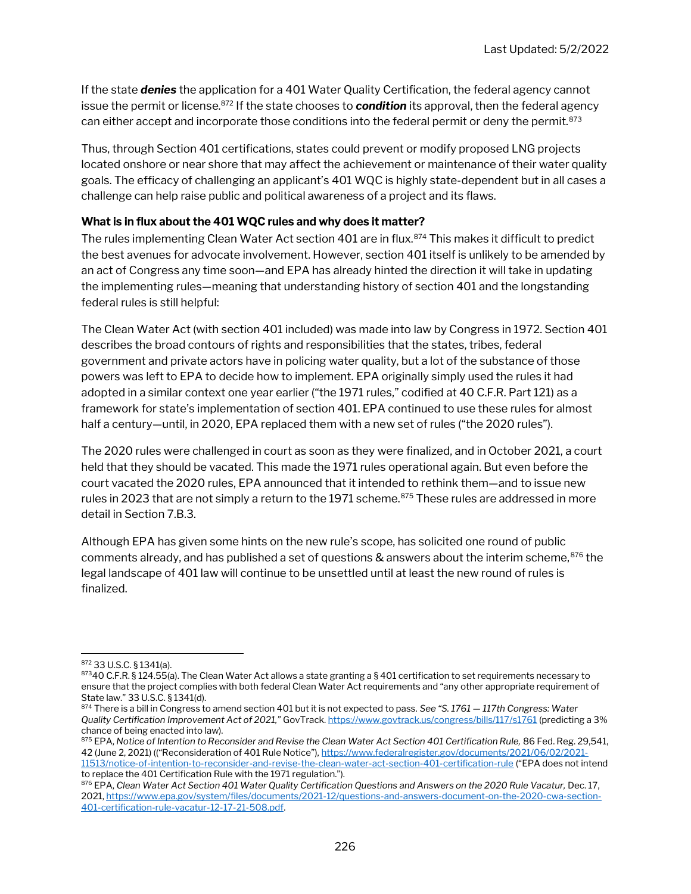If the state ***denies*** the application for a 401 Water Quality Certification, the federal agency cannot issue the permit or license.[872] If the state chooses to ***condition*** its approval, then the federal agency can either accept and incorporate those conditions into the federal permit or deny the permit.[873]

Thus, through Section 401 certifications, states could prevent or modify proposed LNG projects located onshore or near shore that may affect the achievement or maintenance of their water quality goals. The efficacy of challenging an applicant's 401 WQC is highly state-dependent but in all cases a challenge can help raise public and political awareness of a project and its flaws.

**What is in flux about the 401 WQC rules and why does it matter?**

The rules implementing Clean Water Act section 401 are in flux.[874] This makes it difficult to predict the best avenues for advocate involvement. However, section 401 itself is unlikely to be amended by an act of Congress any time soon—and EPA has already hinted the direction it will take in updating the implementing rules—meaning that understanding history of section 401 and the longstanding federal rules is still helpful:

The Clean Water Act (with section 401 included) was made into law by Congress in 1972. Section 401 describes the broad contours of rights and responsibilities that the states, tribes, federal government and private actors have in policing water quality, but a lot of the substance of those powers was left to EPA to decide how to implement. EPA originally simply used the rules it had adopted in a similar context one year earlier ("the 1971 rules," codified at 40 C.F.R. Part 121) as a framework for state's implementation of section 401. EPA continued to use these rules for almost half a century—until, in 2020, EPA replaced them with a new set of rules ("the 2020 rules").

The 2020 rules were challenged in court as soon as they were finalized, and in October 2021, a court held that they should be vacated. This made the 1971 rules operational again. But even before the court vacated the 2020 rules, EPA announced that it intended to rethink them—and to issue new rules in 2023 that are not simply a return to the 1971 scheme.[875] These rules are addressed in more detail in Section 7.B.3.

Although EPA has given some hints on the new rule's scope, has solicited one round of public comments already, and has published a set of questions & answers about the interim scheme,[876] the legal landscape of 401 law will continue to be unsettled until at least the new round of rules is finalized.

---

[872] 33 U.S.C. § 1341(a).

[873] 40 C.F.R. § 124.55(a). The Clean Water Act allows a state granting a § 401 certification to set requirements necessary to ensure that the project complies with both federal Clean Water Act requirements and "any other appropriate requirement of State law." 33 U.S.C. § 1341(d).

[874] There is a bill in Congress to amend section 401 but it is not expected to pass. *See "S. 1761 — 117th Congress: Water Quality Certification Improvement Act of 2021,"* GovTrack. https://www.govtrack.us/congress/bills/117/s1761 (predicting a 3% chance of being enacted into law).

[875] EPA, *Notice of Intention to Reconsider and Revise the Clean Water Act Section 401 Certification Rule,* 86 Fed. Reg. 29,541, 42 (June 2, 2021) (("Reconsideration of 401 Rule Notice"), https://www.federalregister.gov/documents/2021/06/02/2021-11513/notice-of-intention-to-reconsider-and-revise-the-clean-water-act-section-401-certification-rule ("EPA does not intend to replace the 401 Certification Rule with the 1971 regulation.").

[876] EPA, *Clean Water Act Section 401 Water Quality Certification Questions and Answers on the 2020 Rule Vacatur,* Dec. 17, 2021, https://www.epa.gov/system/files/documents/2021-12/questions-and-answers-document-on-the-2020-cwa-section-401-certification-rule-vacatur-12-17-21-508.pdf.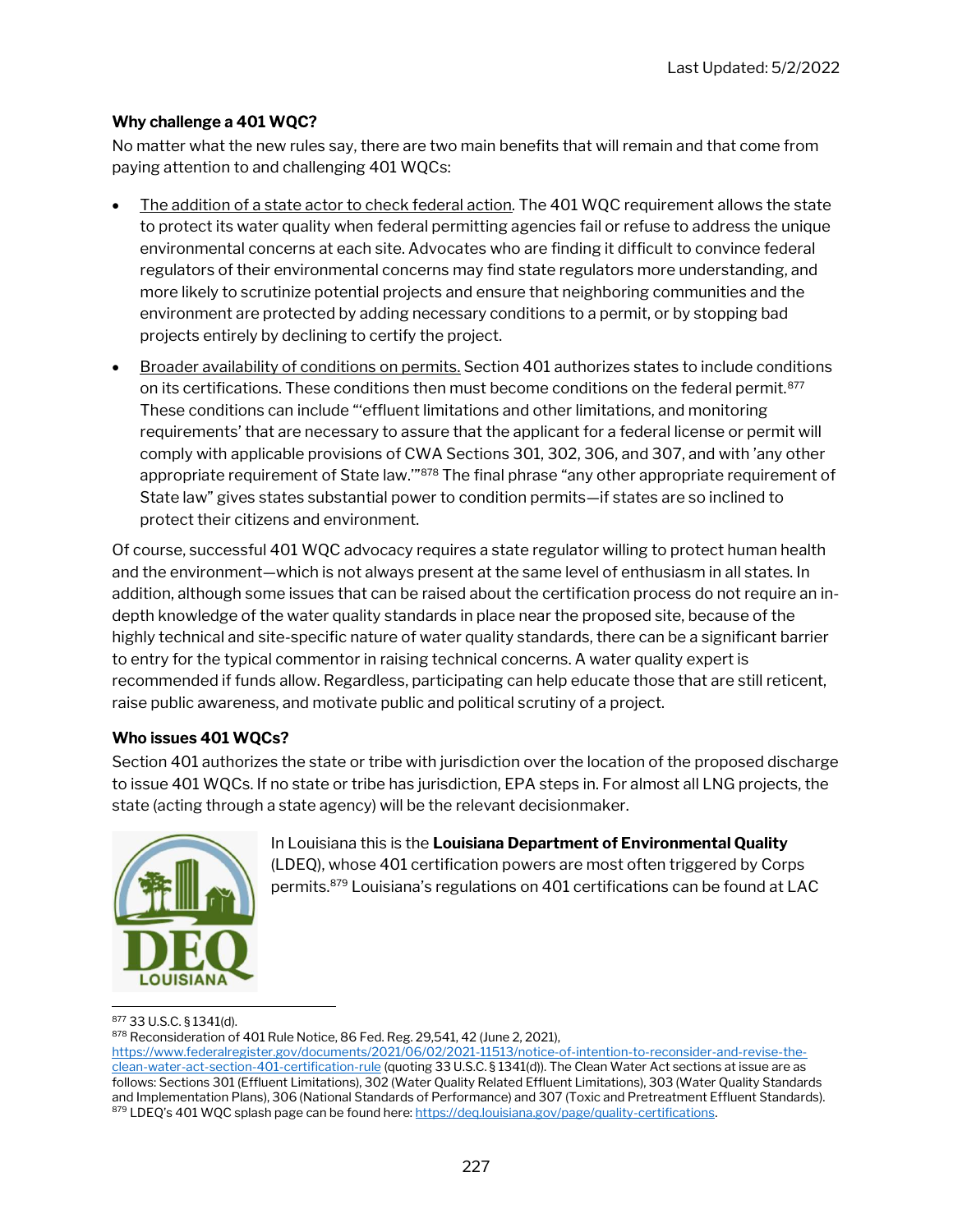**Why challenge a 401 WQC?**

No matter what the new rules say, there are two main benefits that will remain and that come from paying attention to and challenging 401 WQCs:

- The addition of a state actor to check federal action. The 401 WQC requirement allows the state to protect its water quality when federal permitting agencies fail or refuse to address the unique environmental concerns at each site. Advocates who are finding it difficult to convince federal regulators of their environmental concerns may find state regulators more understanding, and more likely to scrutinize potential projects and ensure that neighboring communities and the environment are protected by adding necessary conditions to a permit, or by stopping bad projects entirely by declining to certify the project.
- Broader availability of conditions on permits. Section 401 authorizes states to include conditions on its certifications. These conditions then must become conditions on the federal permit.[877] These conditions can include "'effluent limitations and other limitations, and monitoring requirements' that are necessary to assure that the applicant for a federal license or permit will comply with applicable provisions of CWA Sections 301, 302, 306, and 307, and with 'any other appropriate requirement of State law.'"[878] The final phrase "any other appropriate requirement of State law" gives states substantial power to condition permits—if states are so inclined to protect their citizens and environment.

Of course, successful 401 WQC advocacy requires a state regulator willing to protect human health and the environment—which is not always present at the same level of enthusiasm in all states. In addition, although some issues that can be raised about the certification process do not require an in-depth knowledge of the water quality standards in place near the proposed site, because of the highly technical and site-specific nature of water quality standards, there can be a significant barrier to entry for the typical commentor in raising technical concerns. A water quality expert is recommended if funds allow. Regardless, participating can help educate those that are still reticent, raise public awareness, and motivate public and political scrutiny of a project.

**Who issues 401 WQCs?**

Section 401 authorizes the state or tribe with jurisdiction over the location of the proposed discharge to issue 401 WQCs. If no state or tribe has jurisdiction, EPA steps in. For almost all LNG projects, the state (acting through a state agency) will be the relevant decisionmaker.

In Louisiana this is the **Louisiana Department of Environmental Quality** (LDEQ), whose 401 certification powers are most often triggered by Corps permits.[879] Louisiana's regulations on 401 certifications can be found at LAC

---

[877] 33 U.S.C. § 1341(d).

[878] Reconsideration of 401 Rule Notice, 86 Fed. Reg. 29,541, 42 (June 2, 2021), https://www.federalregister.gov/documents/2021/06/02/2021-11513/notice-of-intention-to-reconsider-and-revise-the-clean-water-act-section-401-certification-rule (quoting 33 U.S.C. § 1341(d)). The Clean Water Act sections at issue are as follows: Sections 301 (Effluent Limitations), 302 (Water Quality Related Effluent Limitations), 303 (Water Quality Standards and Implementation Plans), 306 (National Standards of Performance) and 307 (Toxic and Pretreatment Effluent Standards).

[879] LDEQ's 401 WQC splash page can be found here: https://deq.louisiana.gov/page/quality-certifications.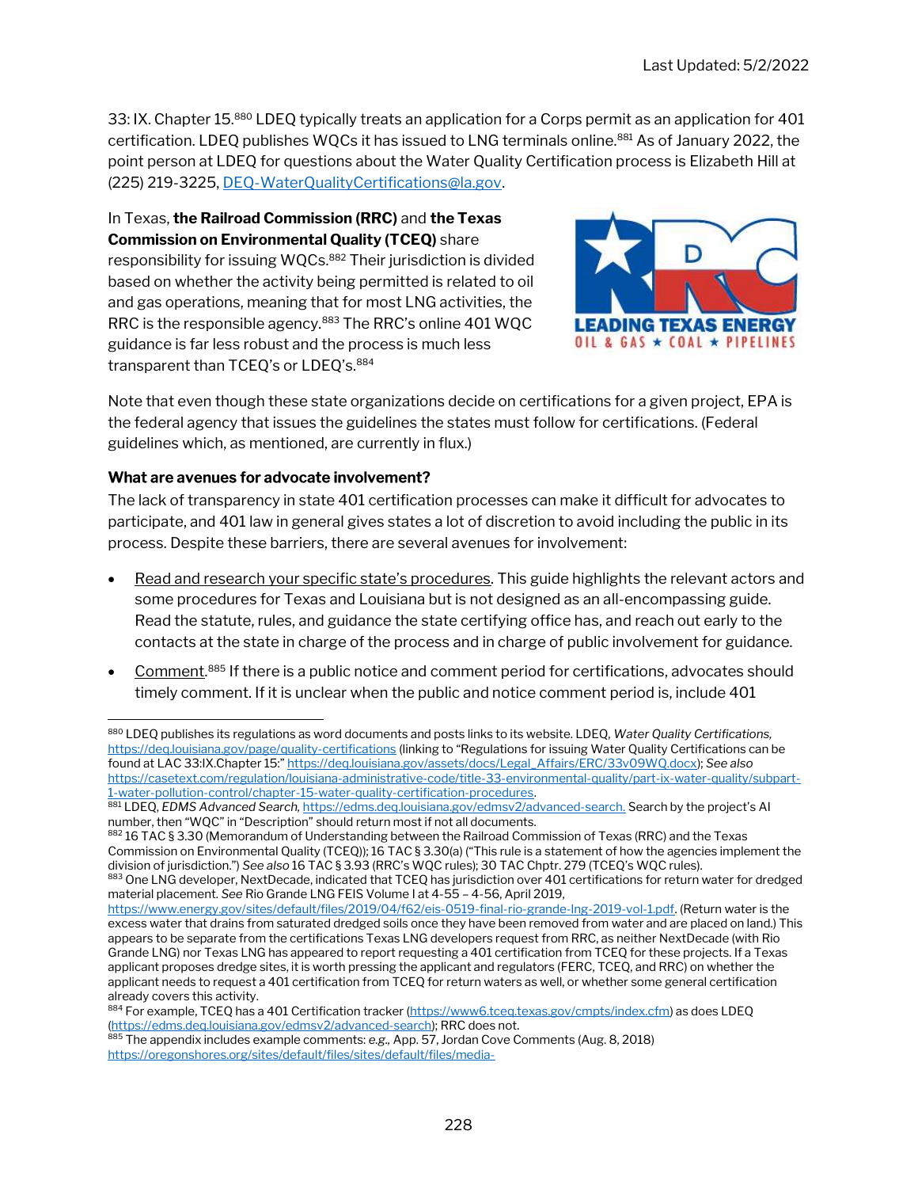33: IX. Chapter 15.[880] LDEQ typically treats an application for a Corps permit as an application for 401 certification. LDEQ publishes WQCs it has issued to LNG terminals online.[881] As of January 2022, the point person at LDEQ for questions about the Water Quality Certification process is Elizabeth Hill at (225) 219-3225, DEQ-WaterQualityCertifications@la.gov.

In Texas, **the Railroad Commission (RRC)** and **the Texas Commission on Environmental Quality (TCEQ)** share responsibility for issuing WQCs.[882] Their jurisdiction is divided based on whether the activity being permitted is related to oil and gas operations, meaning that for most LNG activities, the RRC is the responsible agency.[883] The RRC's online 401 WQC guidance is far less robust and the process is much less transparent than TCEQ's or LDEQ's.[884]

Note that even though these state organizations decide on certifications for a given project, EPA is the federal agency that issues the guidelines the states must follow for certifications. (Federal guidelines which, as mentioned, are currently in flux.)

**What are avenues for advocate involvement?**

The lack of transparency in state 401 certification processes can make it difficult for advocates to participate, and 401 law in general gives states a lot of discretion to avoid including the public in its process. Despite these barriers, there are several avenues for involvement:

- Read and research your specific state's procedures. This guide highlights the relevant actors and some procedures for Texas and Louisiana but is not designed as an all-encompassing guide. Read the statute, rules, and guidance the state certifying office has, and reach out early to the contacts at the state in charge of the process and in charge of public involvement for guidance.
- Comment.[885] If there is a public notice and comment period for certifications, advocates should timely comment. If it is unclear when the public and notice comment period is, include 401

---

[880] LDEQ publishes its regulations as word documents and posts links to its website. LDEQ, *Water Quality Certifications,* https://deq.louisiana.gov/page/quality-certifications (linking to "Regulations for issuing Water Quality Certifications can be found at LAC 33:IX.Chapter 15:" https://deq.louisiana.gov/assets/docs/Legal_Affairs/ERC/33v09WQ.docx); *See also* https://casetext.com/regulation/louisiana-administrative-code/title-33-environmental-quality/part-ix-water-quality/subpart-1-water-pollution-control/chapter-15-water-quality-certification-procedures.

[881] LDEQ, *EDMS Advanced Search,* https://edms.deq.louisiana.gov/edmsv2/advanced-search. Search by the project's AI number, then "WQC" in "Description" should return most if not all documents.

[882] 16 TAC § 3.30 (Memorandum of Understanding between the Railroad Commission of Texas (RRC) and the Texas Commission on Environmental Quality (TCEQ)); 16 TAC § 3.30(a) ("This rule is a statement of how the agencies implement the division of jurisdiction.") *See also* 16 TAC § 3.93 (RRC's WQC rules); 30 TAC Chptr. 279 (TCEQ's WQC rules).

[883] One LNG developer, NextDecade, indicated that TCEQ has jurisdiction over 401 certifications for return water for dredged material placement. *See* Rio Grande LNG FEIS Volume I at 4-55 – 4-56, April 2019, https://www.energy.gov/sites/default/files/2019/04/f62/eis-0519-final-rio-grande-lng-2019-vol-1.pdf. (Return water is the excess water that drains from saturated dredged soils once they have been removed from water and are placed on land.) This appears to be separate from the certifications Texas LNG developers request from RRC, as neither NextDecade (with Rio Grande LNG) nor Texas LNG has appeared to report requesting a 401 certification from TCEQ for these projects. If a Texas applicant proposes dredge sites, it is worth pressing the applicant and regulators (FERC, TCEQ, and RRC) on whether the applicant needs to request a 401 certification from TCEQ for return waters as well, or whether some general certification already covers this activity.

[884] For example, TCEQ has a 401 Certification tracker (https://www6.tceq.texas.gov/cmpts/index.cfm) as does LDEQ (https://edms.deq.louisiana.gov/edmsv2/advanced-search); RRC does not.

[885] The appendix includes example comments: *e.g.,* App. 57, Jordan Cove Comments (Aug. 8, 2018) https://oregonshores.org/sites/default/files/sites/default/files/media-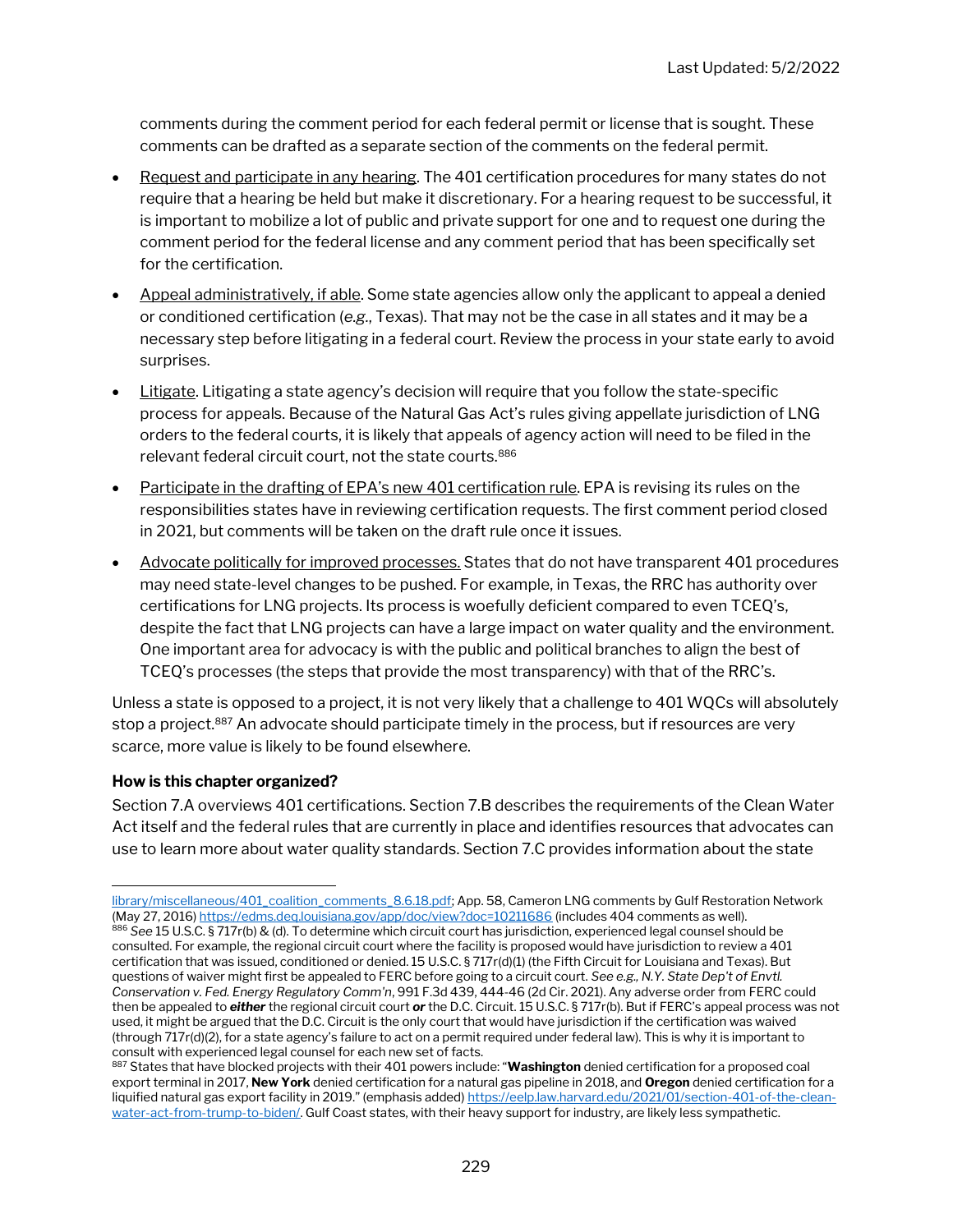comments during the comment period for each federal permit or license that is sought. These comments can be drafted as a separate section of the comments on the federal permit.

- Request and participate in any hearing. The 401 certification procedures for many states do not require that a hearing be held but make it discretionary. For a hearing request to be successful, it is important to mobilize a lot of public and private support for one and to request one during the comment period for the federal license and any comment period that has been specifically set for the certification.
- Appeal administratively, if able. Some state agencies allow only the applicant to appeal a denied or conditioned certification (*e.g.*, Texas). That may not be the case in all states and it may be a necessary step before litigating in a federal court. Review the process in your state early to avoid surprises.
- Litigate. Litigating a state agency's decision will require that you follow the state-specific process for appeals. Because of the Natural Gas Act's rules giving appellate jurisdiction of LNG orders to the federal courts, it is likely that appeals of agency action will need to be filed in the relevant federal circuit court, not the state courts.[886]
- Participate in the drafting of EPA's new 401 certification rule. EPA is revising its rules on the responsibilities states have in reviewing certification requests. The first comment period closed in 2021, but comments will be taken on the draft rule once it issues.
- Advocate politically for improved processes. States that do not have transparent 401 procedures may need state-level changes to be pushed. For example, in Texas, the RRC has authority over certifications for LNG projects. Its process is woefully deficient compared to even TCEQ's, despite the fact that LNG projects can have a large impact on water quality and the environment. One important area for advocacy is with the public and political branches to align the best of TCEQ's processes (the steps that provide the most transparency) with that of the RRC's.

Unless a state is opposed to a project, it is not very likely that a challenge to 401 WQCs will absolutely stop a project.[887] An advocate should participate timely in the process, but if resources are very scarce, more value is likely to be found elsewhere.

**How is this chapter organized?**

Section 7.A overviews 401 certifications. Section 7.B describes the requirements of the Clean Water Act itself and the federal rules that are currently in place and identifies resources that advocates can use to learn more about water quality standards. Section 7.C provides information about the state

---

library/miscellaneous/401_coalition_comments_8.6.18.pdf; App. 58, Cameron LNG comments by Gulf Restoration Network (May 27, 2016) https://edms.deq.louisiana.gov/app/doc/view?doc=10211686 (includes 404 comments as well).

[886] *See* 15 U.S.C. § 717r(b) & (d). To determine which circuit court has jurisdiction, experienced legal counsel should be consulted. For example, the regional circuit court where the facility is proposed would have jurisdiction to review a 401 certification that was issued, conditioned or denied. 15 U.S.C. § 717r(d)(1) (the Fifth Circuit for Louisiana and Texas). But questions of waiver might first be appealed to FERC before going to a circuit court. *See e.g., N.Y. State Dep't of Envtl. Conservation v. Fed. Energy Regulatory Comm'n*, 991 F.3d 439, 444-46 (2d Cir. 2021). Any adverse order from FERC could then be appealed to ***either*** the regional circuit court ***or*** the D.C. Circuit. 15 U.S.C. § 717r(b). But if FERC's appeal process was not used, it might be argued that the D.C. Circuit is the only court that would have jurisdiction if the certification was waived (through 717r(d)(2), for a state agency's failure to act on a permit required under federal law). This is why it is important to consult with experienced legal counsel for each new set of facts.

[887] States that have blocked projects with their 401 powers include: "**Washington** denied certification for a proposed coal export terminal in 2017, **New York** denied certification for a natural gas pipeline in 2018, and **Oregon** denied certification for a liquified natural gas export facility in 2019." (emphasis added) https://eelp.law.harvard.edu/2021/01/section-401-of-the-clean-water-act-from-trump-to-biden/. Gulf Coast states, with their heavy support for industry, are likely less sympathetic.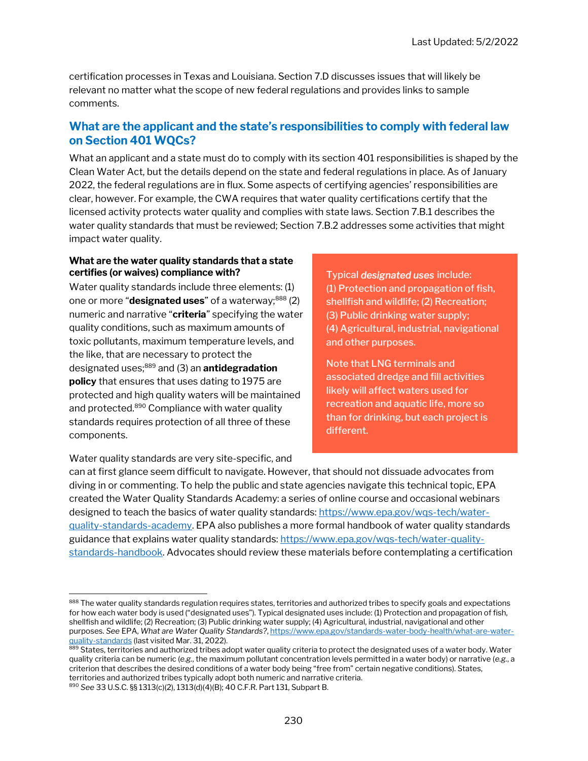certification processes in Texas and Louisiana. Section 7.D discusses issues that will likely be relevant no matter what the scope of new federal regulations and provides links to sample comments.

## What are the applicant and the state's responsibilities to comply with federal law on Section 401 WQCs?

What an applicant and a state must do to comply with its section 401 responsibilities is shaped by the Clean Water Act, but the details depend on the state and federal regulations in place. As of January 2022, the federal regulations are in flux. Some aspects of certifying agencies' responsibilities are clear, however. For example, the CWA requires that water quality certifications certify that the licensed activity protects water quality and complies with state laws. Section 7.B.1 describes the water quality standards that must be reviewed; Section 7.B.2 addresses some activities that might impact water quality.

### What are the water quality standards that a state certifies (or waives) compliance with?

Water quality standards include three elements: (1) one or more "**designated uses**" of a waterway;[888] (2) numeric and narrative "**criteria**" specifying the water quality conditions, such as maximum amounts of toxic pollutants, maximum temperature levels, and the like, that are necessary to protect the designated uses;[889] and (3) an **antidegradation policy** that ensures that uses dating to 1975 are protected and high quality waters will be maintained and protected.[890] Compliance with water quality standards requires protection of all three of these components.

> Typical ***designated uses*** include:
> (1) Protection and propagation of fish, shellfish and wildlife; (2) Recreation; (3) Public drinking water supply; (4) Agricultural, industrial, navigational and other purposes.
>
> Note that LNG terminals and associated dredge and fill activities likely will affect waters used for recreation and aquatic life, more so than for drinking, but each project is different.

Water quality standards are very site-specific, and can at first glance seem difficult to navigate. However, that should not dissuade advocates from diving in or commenting. To help the public and state agencies navigate this technical topic, EPA created the Water Quality Standards Academy: a series of online course and occasional webinars designed to teach the basics of water quality standards: https://www.epa.gov/wqs-tech/water-quality-standards-academy. EPA also publishes a more formal handbook of water quality standards guidance that explains water quality standards: https://www.epa.gov/wqs-tech/water-quality-standards-handbook. Advocates should review these materials before contemplating a certification

---

[888] The water quality standards regulation requires states, territories and authorized tribes to specify goals and expectations for how each water body is used ("designated uses"). Typical designated uses include: (1) Protection and propagation of fish, shellfish and wildlife; (2) Recreation; (3) Public drinking water supply; (4) Agricultural, industrial, navigational and other purposes. *See* EPA, *What are Water Quality Standards?*, https://www.epa.gov/standards-water-body-health/what-are-water-quality-standards (last visited Mar. 31, 2022).

[889] States, territories and authorized tribes adopt water quality criteria to protect the designated uses of a water body. Water quality criteria can be numeric (*e.g.*, the maximum pollutant concentration levels permitted in a water body) or narrative (*e.g.*, a criterion that describes the desired conditions of a water body being "free from" certain negative conditions). States, territories and authorized tribes typically adopt both numeric and narrative criteria.

[890] *See* 33 U.S.C. §§ 1313(c)(2), 1313(d)(4)(B); 40 C.F.R. Part 131, Subpart B.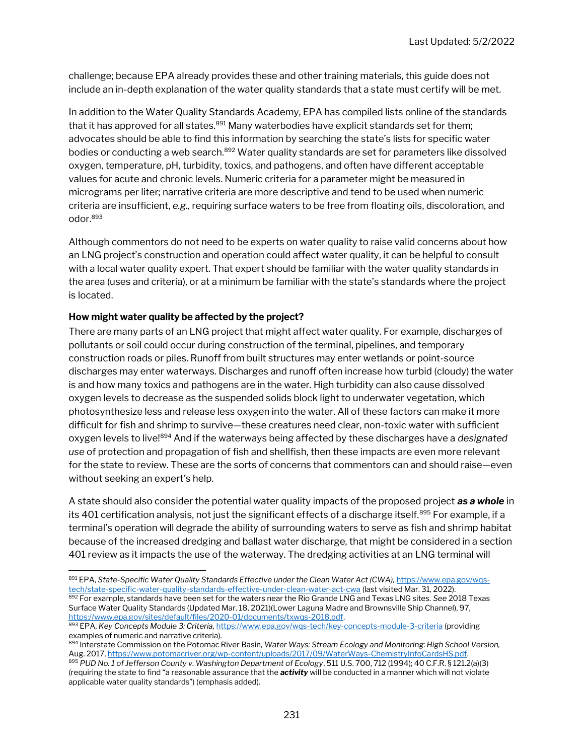challenge; because EPA already provides these and other training materials, this guide does not include an in-depth explanation of the water quality standards that a state must certify will be met.

In addition to the Water Quality Standards Academy, EPA has compiled lists online of the standards that it has approved for all states.[891] Many waterbodies have explicit standards set for them; advocates should be able to find this information by searching the state's lists for specific water bodies or conducting a web search.[892] Water quality standards are set for parameters like dissolved oxygen, temperature, pH, turbidity, toxics, and pathogens, and often have different acceptable values for acute and chronic levels. Numeric criteria for a parameter might be measured in micrograms per liter; narrative criteria are more descriptive and tend to be used when numeric criteria are insufficient, *e.g.,* requiring surface waters to be free from floating oils, discoloration, and odor.[893]

Although commentors do not need to be experts on water quality to raise valid concerns about how an LNG project's construction and operation could affect water quality, it can be helpful to consult with a local water quality expert. That expert should be familiar with the water quality standards in the area (uses and criteria), or at a minimum be familiar with the state's standards where the project is located.

**How might water quality be affected by the project?**

There are many parts of an LNG project that might affect water quality. For example, discharges of pollutants or soil could occur during construction of the terminal, pipelines, and temporary construction roads or piles. Runoff from built structures may enter wetlands or point-source discharges may enter waterways. Discharges and runoff often increase how turbid (cloudy) the water is and how many toxics and pathogens are in the water. High turbidity can also cause dissolved oxygen levels to decrease as the suspended solids block light to underwater vegetation, which photosynthesize less and release less oxygen into the water. All of these factors can make it more difficult for fish and shrimp to survive—these creatures need clear, non-toxic water with sufficient oxygen levels to live![894] And if the waterways being affected by these discharges have a *designated use* of protection and propagation of fish and shellfish, then these impacts are even more relevant for the state to review. These are the sorts of concerns that commentors can and should raise—even without seeking an expert's help.

A state should also consider the potential water quality impacts of the proposed project ***as a whole*** in its 401 certification analysis, not just the significant effects of a discharge itself.[895] For example, if a terminal's operation will degrade the ability of surrounding waters to serve as fish and shrimp habitat because of the increased dredging and ballast water discharge, that might be considered in a section 401 review as it impacts the use of the waterway. The dredging activities at an LNG terminal will

---

[891] EPA, *State-Specific Water Quality Standards Effective under the Clean Water Act (CWA),* https://www.epa.gov/wqs-tech/state-specific-water-quality-standards-effective-under-clean-water-act-cwa (last visited Mar. 31, 2022).

[892] For example, standards have been set for the waters near the Rio Grande LNG and Texas LNG sites. *See* 2018 Texas Surface Water Quality Standards (Updated Mar. 18, 2021)(Lower Laguna Madre and Brownsville Ship Channel), 97, https://www.epa.gov/sites/default/files/2020-01/documents/txwqs-2018.pdf.

[893] EPA, *Key Concepts Module 3: Criteria,* https://www.epa.gov/wqs-tech/key-concepts-module-3-criteria (providing examples of numeric and narrative criteria).

[894] Interstate Commission on the Potomac River Basin, *Water Ways: Stream Ecology and Monitoring: High School Version,* Aug. 2017, https://www.potomacriver.org/wp-content/uploads/2017/09/WaterWays-ChemistryInfoCardsHS.pdf.

[895] *PUD No. 1 of Jefferson County v. Washington Department of Ecology*, 511 U.S. 700, 712 (1994); 40 C.F.R. § 121.2(a)(3) (requiring the state to find "a reasonable assurance that the ***activity*** will be conducted in a manner which will not violate applicable water quality standards") (emphasis added).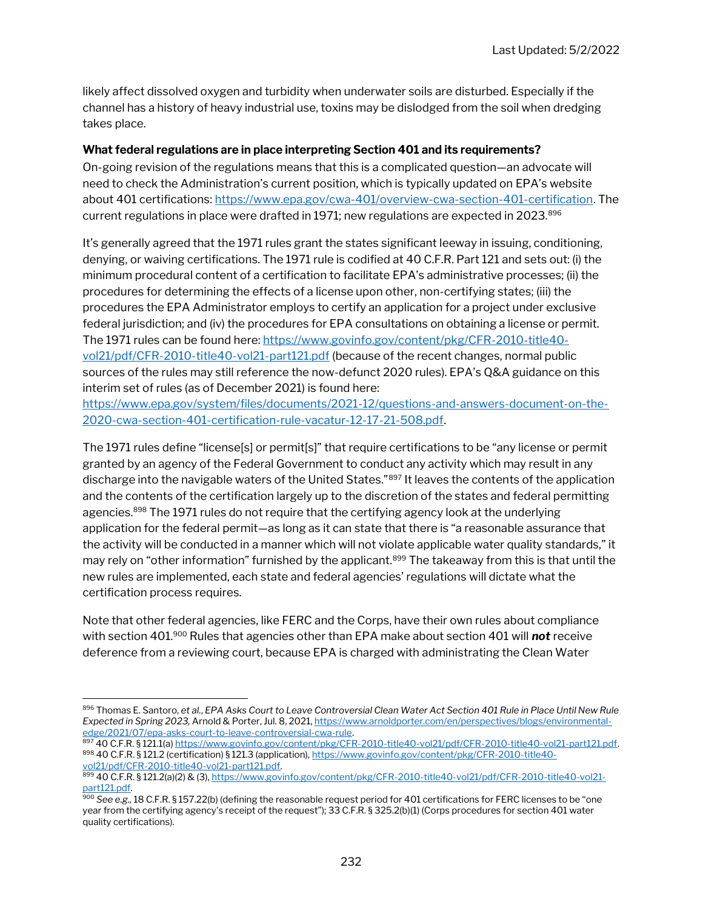likely affect dissolved oxygen and turbidity when underwater soils are disturbed. Especially if the channel has a history of heavy industrial use, toxins may be dislodged from the soil when dredging takes place.

**What federal regulations are in place interpreting Section 401 and its requirements?**

On-going revision of the regulations means that this is a complicated question—an advocate will need to check the Administration's current position, which is typically updated on EPA's website about 401 certifications: https://www.epa.gov/cwa-401/overview-cwa-section-401-certification. The current regulations in place were drafted in 1971; new regulations are expected in 2023.[896]

It's generally agreed that the 1971 rules grant the states significant leeway in issuing, conditioning, denying, or waiving certifications. The 1971 rule is codified at 40 C.F.R. Part 121 and sets out: (i) the minimum procedural content of a certification to facilitate EPA's administrative processes; (ii) the procedures for determining the effects of a license upon other, non-certifying states; (iii) the procedures the EPA Administrator employs to certify an application for a project under exclusive federal jurisdiction; and (iv) the procedures for EPA consultations on obtaining a license or permit. The 1971 rules can be found here: https://www.govinfo.gov/content/pkg/CFR-2010-title40-vol21/pdf/CFR-2010-title40-vol21-part121.pdf (because of the recent changes, normal public sources of the rules may still reference the now-defunct 2020 rules). EPA's Q&A guidance on this interim set of rules (as of December 2021) is found here: https://www.epa.gov/system/files/documents/2021-12/questions-and-answers-document-on-the-2020-cwa-section-401-certification-rule-vacatur-12-17-21-508.pdf.

The 1971 rules define "license[s] or permit[s]" that require certifications to be "any license or permit granted by an agency of the Federal Government to conduct any activity which may result in any discharge into the navigable waters of the United States."[897] It leaves the contents of the application and the contents of the certification largely up to the discretion of the states and federal permitting agencies.[898] The 1971 rules do not require that the certifying agency look at the underlying application for the federal permit—as long as it can state that there is "a reasonable assurance that the activity will be conducted in a manner which will not violate applicable water quality standards," it may rely on "other information" furnished by the applicant.[899] The takeaway from this is that until the new rules are implemented, each state and federal agencies' regulations will dictate what the certification process requires.

Note that other federal agencies, like FERC and the Corps, have their own rules about compliance with section 401.[900] Rules that agencies other than EPA make about section 401 will ***not*** receive deference from a reviewing court, because EPA is charged with administrating the Clean Water

---

[896] Thomas E. Santoro, *et al., EPA Asks Court to Leave Controversial Clean Water Act Section 401 Rule in Place Until New Rule Expected in Spring 2023,* Arnold & Porter, Jul. 8, 2021, https://www.arnoldporter.com/en/perspectives/blogs/environmental-edge/2021/07/epa-asks-court-to-leave-controversial-cwa-rule.

[897] 40 C.F.R. § 121.1(a) https://www.govinfo.gov/content/pkg/CFR-2010-title40-vol21/pdf/CFR-2010-title40-vol21-part121.pdf.

[898] 40 C.F.R. § 121.2 (certification) § 121.3 (application), https://www.govinfo.gov/content/pkg/CFR-2010-title40-vol21/pdf/CFR-2010-title40-vol21-part121.pdf.

[899] 40 C.F.R. § 121.2(a)(2) & (3), https://www.govinfo.gov/content/pkg/CFR-2010-title40-vol21/pdf/CFR-2010-title40-vol21-part121.pdf.

[900] *See e.g.,* 18 C.F.R. § 157.22(b) (defining the reasonable request period for 401 certifications for FERC licenses to be "one year from the certifying agency's receipt of the request"); 33 C.F.R. § 325.2(b)(1) (Corps procedures for section 401 water quality certifications).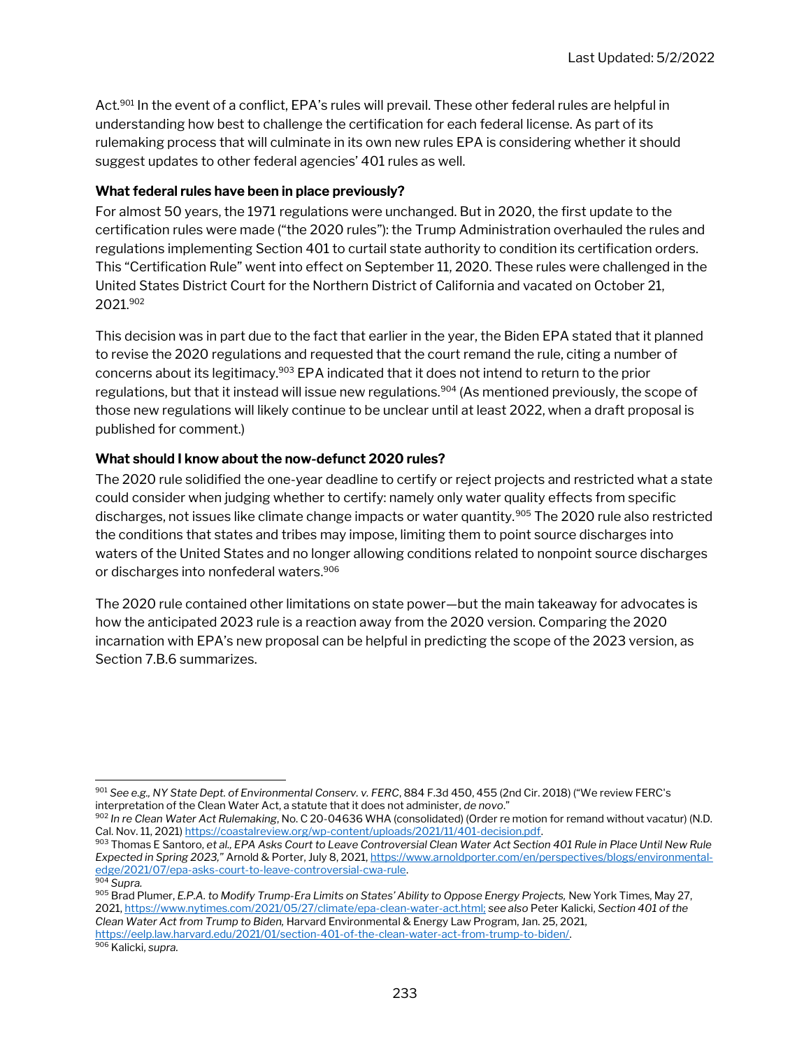Act.[901] In the event of a conflict, EPA's rules will prevail. These other federal rules are helpful in understanding how best to challenge the certification for each federal license. As part of its rulemaking process that will culminate in its own new rules EPA is considering whether it should suggest updates to other federal agencies' 401 rules as well.

**What federal rules have been in place previously?**

For almost 50 years, the 1971 regulations were unchanged. But in 2020, the first update to the certification rules were made ("the 2020 rules"): the Trump Administration overhauled the rules and regulations implementing Section 401 to curtail state authority to condition its certification orders. This "Certification Rule" went into effect on September 11, 2020. These rules were challenged in the United States District Court for the Northern District of California and vacated on October 21, 2021.[902]

This decision was in part due to the fact that earlier in the year, the Biden EPA stated that it planned to revise the 2020 regulations and requested that the court remand the rule, citing a number of concerns about its legitimacy.[903] EPA indicated that it does not intend to return to the prior regulations, but that it instead will issue new regulations.[904] (As mentioned previously, the scope of those new regulations will likely continue to be unclear until at least 2022, when a draft proposal is published for comment.)

**What should I know about the now-defunct 2020 rules?**

The 2020 rule solidified the one-year deadline to certify or reject projects and restricted what a state could consider when judging whether to certify: namely only water quality effects from specific discharges, not issues like climate change impacts or water quantity.[905] The 2020 rule also restricted the conditions that states and tribes may impose, limiting them to point source discharges into waters of the United States and no longer allowing conditions related to nonpoint source discharges or discharges into nonfederal waters.[906]

The 2020 rule contained other limitations on state power—but the main takeaway for advocates is how the anticipated 2023 rule is a reaction away from the 2020 version. Comparing the 2020 incarnation with EPA's new proposal can be helpful in predicting the scope of the 2023 version, as Section 7.B.6 summarizes.

---

[901] *See e.g., NY State Dept. of Environmental Conserv. v. FERC*, 884 F.3d 450, 455 (2nd Cir. 2018) ("We review FERC's interpretation of the Clean Water Act, a statute that it does not administer, *de novo*."

[902] *In re Clean Water Act Rulemaking*, No. C 20-04636 WHA (consolidated) (Order re motion for remand without vacatur) (N.D. Cal. Nov. 11, 2021) https://coastalreview.org/wp-content/uploads/2021/11/401-decision.pdf.

[903] Thomas E Santoro, *et al., EPA Asks Court to Leave Controversial Clean Water Act Section 401 Rule in Place Until New Rule Expected in Spring 2023,"* Arnold & Porter, July 8, 2021, https://www.arnoldporter.com/en/perspectives/blogs/environmental-edge/2021/07/epa-asks-court-to-leave-controversial-cwa-rule.

[904] *Supra.*

[905] Brad Plumer, *E.P.A. to Modify Trump-Era Limits on States' Ability to Oppose Energy Projects,* New York Times, May 27, 2021, https://www.nytimes.com/2021/05/27/climate/epa-clean-water-act.html; *see also* Peter Kalicki, *Section 401 of the Clean Water Act from Trump to Biden,* Harvard Environmental & Energy Law Program, Jan. 25, 2021, https://eelp.law.harvard.edu/2021/01/section-401-of-the-clean-water-act-from-trump-to-biden/.

[906] Kalicki, *supra.*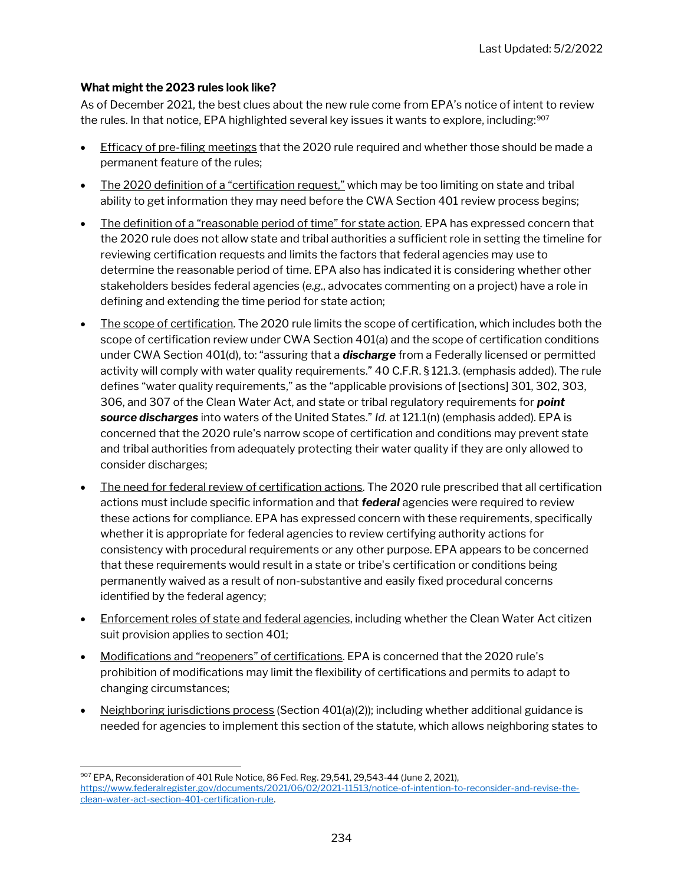**What might the 2023 rules look like?**

As of December 2021, the best clues about the new rule come from EPA's notice of intent to review the rules. In that notice, EPA highlighted several key issues it wants to explore, including:[907]

- Efficacy of pre-filing meetings that the 2020 rule required and whether those should be made a permanent feature of the rules;
- The 2020 definition of a "certification request," which may be too limiting on state and tribal ability to get information they may need before the CWA Section 401 review process begins;
- The definition of a "reasonable period of time" for state action. EPA has expressed concern that the 2020 rule does not allow state and tribal authorities a sufficient role in setting the timeline for reviewing certification requests and limits the factors that federal agencies may use to determine the reasonable period of time. EPA also has indicated it is considering whether other stakeholders besides federal agencies (*e.g.*, advocates commenting on a project) have a role in defining and extending the time period for state action;
- The scope of certification. The 2020 rule limits the scope of certification, which includes both the scope of certification review under CWA Section 401(a) and the scope of certification conditions under CWA Section 401(d), to: "assuring that a ***discharge*** from a Federally licensed or permitted activity will comply with water quality requirements." 40 C.F.R. § 121.3. (emphasis added). The rule defines "water quality requirements," as the "applicable provisions of [sections] 301, 302, 303, 306, and 307 of the Clean Water Act, and state or tribal regulatory requirements for ***point source discharges*** into waters of the United States." *Id.* at 121.1(n) (emphasis added). EPA is concerned that the 2020 rule's narrow scope of certification and conditions may prevent state and tribal authorities from adequately protecting their water quality if they are only allowed to consider discharges;
- The need for federal review of certification actions. The 2020 rule prescribed that all certification actions must include specific information and that ***federal*** agencies were required to review these actions for compliance. EPA has expressed concern with these requirements, specifically whether it is appropriate for federal agencies to review certifying authority actions for consistency with procedural requirements or any other purpose. EPA appears to be concerned that these requirements would result in a state or tribe's certification or conditions being permanently waived as a result of non-substantive and easily fixed procedural concerns identified by the federal agency;
- Enforcement roles of state and federal agencies, including whether the Clean Water Act citizen suit provision applies to section 401;
- Modifications and "reopeners" of certifications. EPA is concerned that the 2020 rule's prohibition of modifications may limit the flexibility of certifications and permits to adapt to changing circumstances;
- Neighboring jurisdictions process (Section 401(a)(2)); including whether additional guidance is needed for agencies to implement this section of the statute, which allows neighboring states to

---

[907] EPA, Reconsideration of 401 Rule Notice, 86 Fed. Reg. 29,541, 29,543-44 (June 2, 2021), https://www.federalregister.gov/documents/2021/06/02/2021-11513/notice-of-intention-to-reconsider-and-revise-the-clean-water-act-section-401-certification-rule.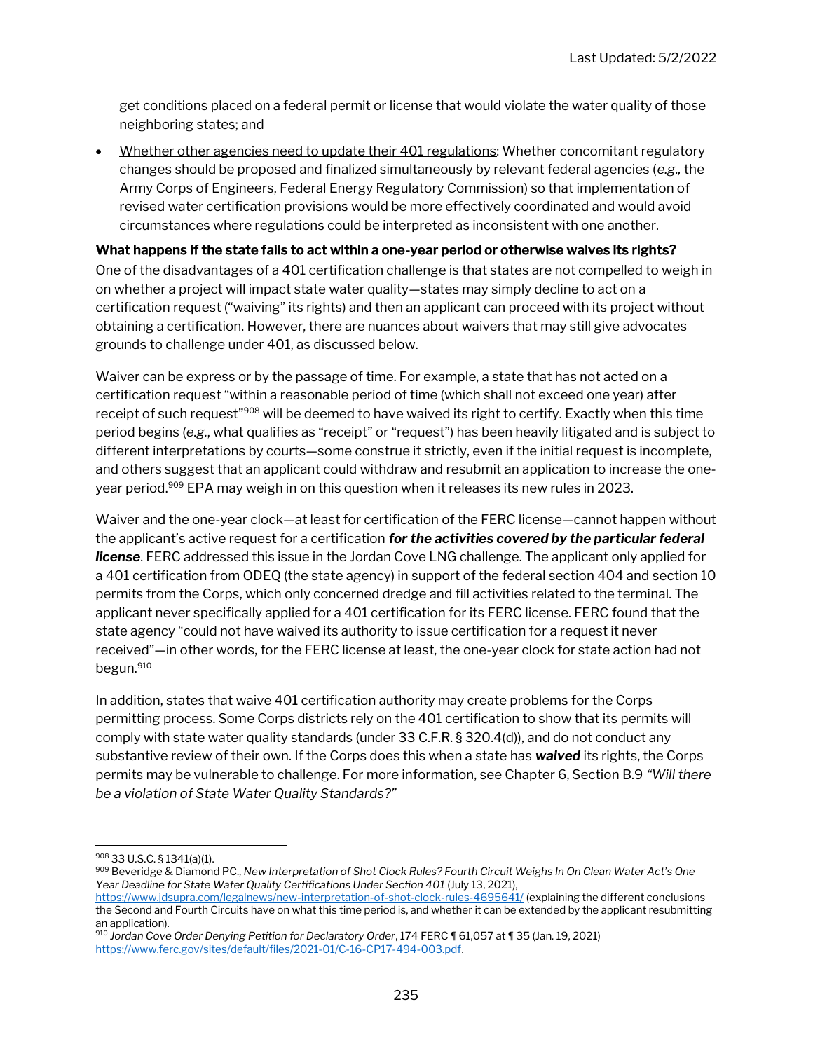get conditions placed on a federal permit or license that would violate the water quality of those neighboring states; and

- Whether other agencies need to update their 401 regulations: Whether concomitant regulatory changes should be proposed and finalized simultaneously by relevant federal agencies (*e.g.,* the Army Corps of Engineers, Federal Energy Regulatory Commission) so that implementation of revised water certification provisions would be more effectively coordinated and would avoid circumstances where regulations could be interpreted as inconsistent with one another.

**What happens if the state fails to act within a one-year period or otherwise waives its rights?**

One of the disadvantages of a 401 certification challenge is that states are not compelled to weigh in on whether a project will impact state water quality—states may simply decline to act on a certification request ("waiving" its rights) and then an applicant can proceed with its project without obtaining a certification. However, there are nuances about waivers that may still give advocates grounds to challenge under 401, as discussed below.

Waiver can be express or by the passage of time. For example, a state that has not acted on a certification request "within a reasonable period of time (which shall not exceed one year) after receipt of such request"[908] will be deemed to have waived its right to certify. Exactly when this time period begins (*e.g.*, what qualifies as "receipt" or "request") has been heavily litigated and is subject to different interpretations by courts—some construe it strictly, even if the initial request is incomplete, and others suggest that an applicant could withdraw and resubmit an application to increase the one-year period.[909] EPA may weigh in on this question when it releases its new rules in 2023.

Waiver and the one-year clock—at least for certification of the FERC license—cannot happen without the applicant's active request for a certification ***for the activities covered by the particular federal license***. FERC addressed this issue in the Jordan Cove LNG challenge. The applicant only applied for a 401 certification from ODEQ (the state agency) in support of the federal section 404 and section 10 permits from the Corps, which only concerned dredge and fill activities related to the terminal. The applicant never specifically applied for a 401 certification for its FERC license. FERC found that the state agency "could not have waived its authority to issue certification for a request it never received"—in other words, for the FERC license at least, the one-year clock for state action had not begun.[910]

In addition, states that waive 401 certification authority may create problems for the Corps permitting process. Some Corps districts rely on the 401 certification to show that its permits will comply with state water quality standards (under 33 C.F.R. § 320.4(d)), and do not conduct any substantive review of their own. If the Corps does this when a state has ***waived*** its rights, the Corps permits may be vulnerable to challenge. For more information, see Chapter 6, Section B.9 *"Will there be a violation of State Water Quality Standards?"*

---

[908] 33 U.S.C. § 1341(a)(1).

[909] Beveridge & Diamond PC., *New Interpretation of Shot Clock Rules? Fourth Circuit Weighs In On Clean Water Act's One Year Deadline for State Water Quality Certifications Under Section 401* (July 13, 2021), https://www.jdsupra.com/legalnews/new-interpretation-of-shot-clock-rules-4695641/ (explaining the different conclusions the Second and Fourth Circuits have on what this time period is, and whether it can be extended by the applicant resubmitting an application).

[910] *Jordan Cove Order Denying Petition for Declaratory Order*, 174 FERC ¶ 61,057 at ¶ 35 (Jan. 19, 2021) https://www.ferc.gov/sites/default/files/2021-01/C-16-CP17-494-003.pdf.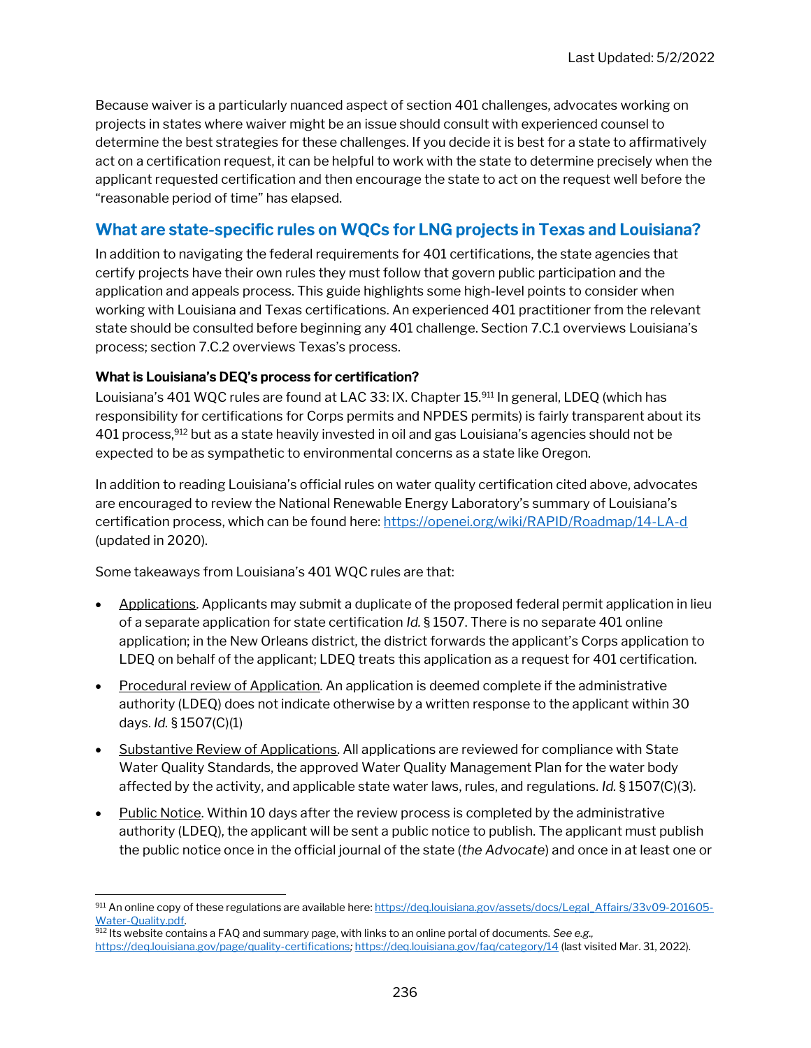Because waiver is a particularly nuanced aspect of section 401 challenges, advocates working on projects in states where waiver might be an issue should consult with experienced counsel to determine the best strategies for these challenges. If you decide it is best for a state to affirmatively act on a certification request, it can be helpful to work with the state to determine precisely when the applicant requested certification and then encourage the state to act on the request well before the "reasonable period of time" has elapsed.

## What are state-specific rules on WQCs for LNG projects in Texas and Louisiana?

In addition to navigating the federal requirements for 401 certifications, the state agencies that certify projects have their own rules they must follow that govern public participation and the application and appeals process. This guide highlights some high-level points to consider when working with Louisiana and Texas certifications. An experienced 401 practitioner from the relevant state should be consulted before beginning any 401 challenge. Section 7.C.1 overviews Louisiana's process; section 7.C.2 overviews Texas's process.

### What is Louisiana's DEQ's process for certification?

Louisiana's 401 WQC rules are found at LAC 33: IX. Chapter 15.[911] In general, LDEQ (which has responsibility for certifications for Corps permits and NPDES permits) is fairly transparent about its 401 process,[912] but as a state heavily invested in oil and gas Louisiana's agencies should not be expected to be as sympathetic to environmental concerns as a state like Oregon.

In addition to reading Louisiana's official rules on water quality certification cited above, advocates are encouraged to review the National Renewable Energy Laboratory's summary of Louisiana's certification process, which can be found here: https://openei.org/wiki/RAPID/Roadmap/14-LA-d (updated in 2020).

Some takeaways from Louisiana's 401 WQC rules are that:

- Applications. Applicants may submit a duplicate of the proposed federal permit application in lieu of a separate application for state certification *Id.* § 1507. There is no separate 401 online application; in the New Orleans district, the district forwards the applicant's Corps application to LDEQ on behalf of the applicant; LDEQ treats this application as a request for 401 certification.
- Procedural review of Application. An application is deemed complete if the administrative authority (LDEQ) does not indicate otherwise by a written response to the applicant within 30 days. *Id.* § 1507(C)(1)
- Substantive Review of Applications. All applications are reviewed for compliance with State Water Quality Standards, the approved Water Quality Management Plan for the water body affected by the activity, and applicable state water laws, rules, and regulations. *Id.* § 1507(C)(3).
- Public Notice. Within 10 days after the review process is completed by the administrative authority (LDEQ), the applicant will be sent a public notice to publish. The applicant must publish the public notice once in the official journal of the state (*the Advocate*) and once in at least one or

[911] An online copy of these regulations are available here: https://deq.louisiana.gov/assets/docs/Legal_Affairs/33v09-201605-Water-Quality.pdf.

[912] Its website contains a FAQ and summary page, with links to an online portal of documents. *See e.g.,* https://deq.louisiana.gov/page/quality-certifications; https://deq.louisiana.gov/faq/category/14 (last visited Mar. 31, 2022).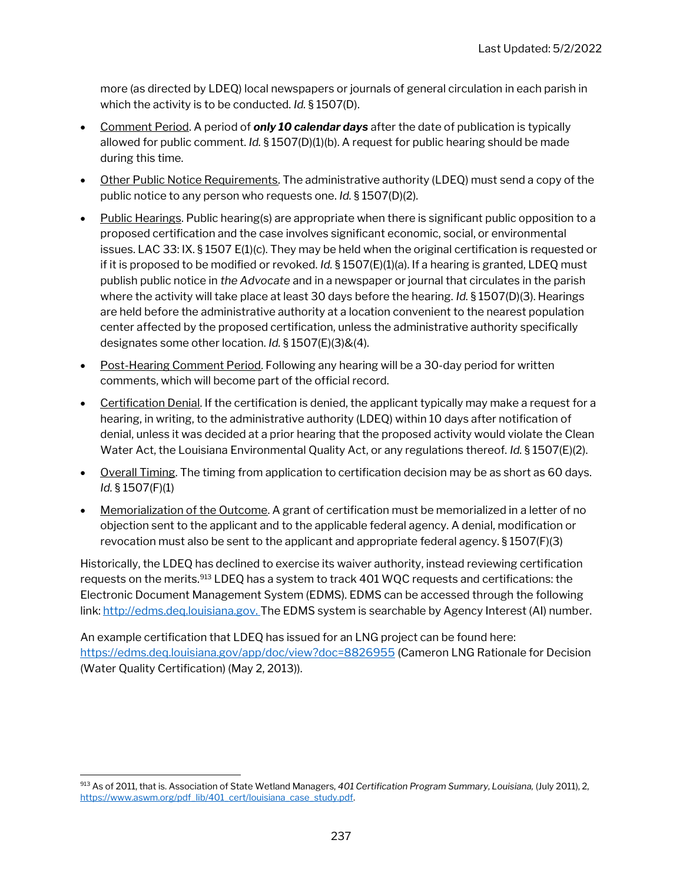more (as directed by LDEQ) local newspapers or journals of general circulation in each parish in which the activity is to be conducted. *Id.* § 1507(D).

- Comment Period. A period of ***only 10 calendar days*** after the date of publication is typically allowed for public comment. *Id.* § 1507(D)(1)(b). A request for public hearing should be made during this time.
- Other Public Notice Requirements. The administrative authority (LDEQ) must send a copy of the public notice to any person who requests one. *Id.* § 1507(D)(2).
- Public Hearings. Public hearing(s) are appropriate when there is significant public opposition to a proposed certification and the case involves significant economic, social, or environmental issues. LAC 33: IX. § 1507 E(1)(c). They may be held when the original certification is requested or if it is proposed to be modified or revoked. *Id.* § 1507(E)(1)(a). If a hearing is granted, LDEQ must publish public notice in *the Advocate* and in a newspaper or journal that circulates in the parish where the activity will take place at least 30 days before the hearing. *Id.* § 1507(D)(3). Hearings are held before the administrative authority at a location convenient to the nearest population center affected by the proposed certification, unless the administrative authority specifically designates some other location. *Id.* § 1507(E)(3)&(4).
- Post-Hearing Comment Period. Following any hearing will be a 30-day period for written comments, which will become part of the official record.
- Certification Denial. If the certification is denied, the applicant typically may make a request for a hearing, in writing, to the administrative authority (LDEQ) within 10 days after notification of denial, unless it was decided at a prior hearing that the proposed activity would violate the Clean Water Act, the Louisiana Environmental Quality Act, or any regulations thereof. *Id.* § 1507(E)(2).
- Overall Timing. The timing from application to certification decision may be as short as 60 days. *Id.* § 1507(F)(1)
- Memorialization of the Outcome. A grant of certification must be memorialized in a letter of no objection sent to the applicant and to the applicable federal agency. A denial, modification or revocation must also be sent to the applicant and appropriate federal agency. § 1507(F)(3)

Historically, the LDEQ has declined to exercise its waiver authority, instead reviewing certification requests on the merits.[913] LDEQ has a system to track 401 WQC requests and certifications: the Electronic Document Management System (EDMS). EDMS can be accessed through the following link: http://edms.deq.louisiana.gov. The EDMS system is searchable by Agency Interest (AI) number.

An example certification that LDEQ has issued for an LNG project can be found here: https://edms.deq.louisiana.gov/app/doc/view?doc=8826955 (Cameron LNG Rationale for Decision (Water Quality Certification) (May 2, 2013)).

[913] As of 2011, that is. Association of State Wetland Managers, *401 Certification Program Summary, Louisiana,* (July 2011), 2, https://www.aswm.org/pdf_lib/401_cert/louisiana_case_study.pdf.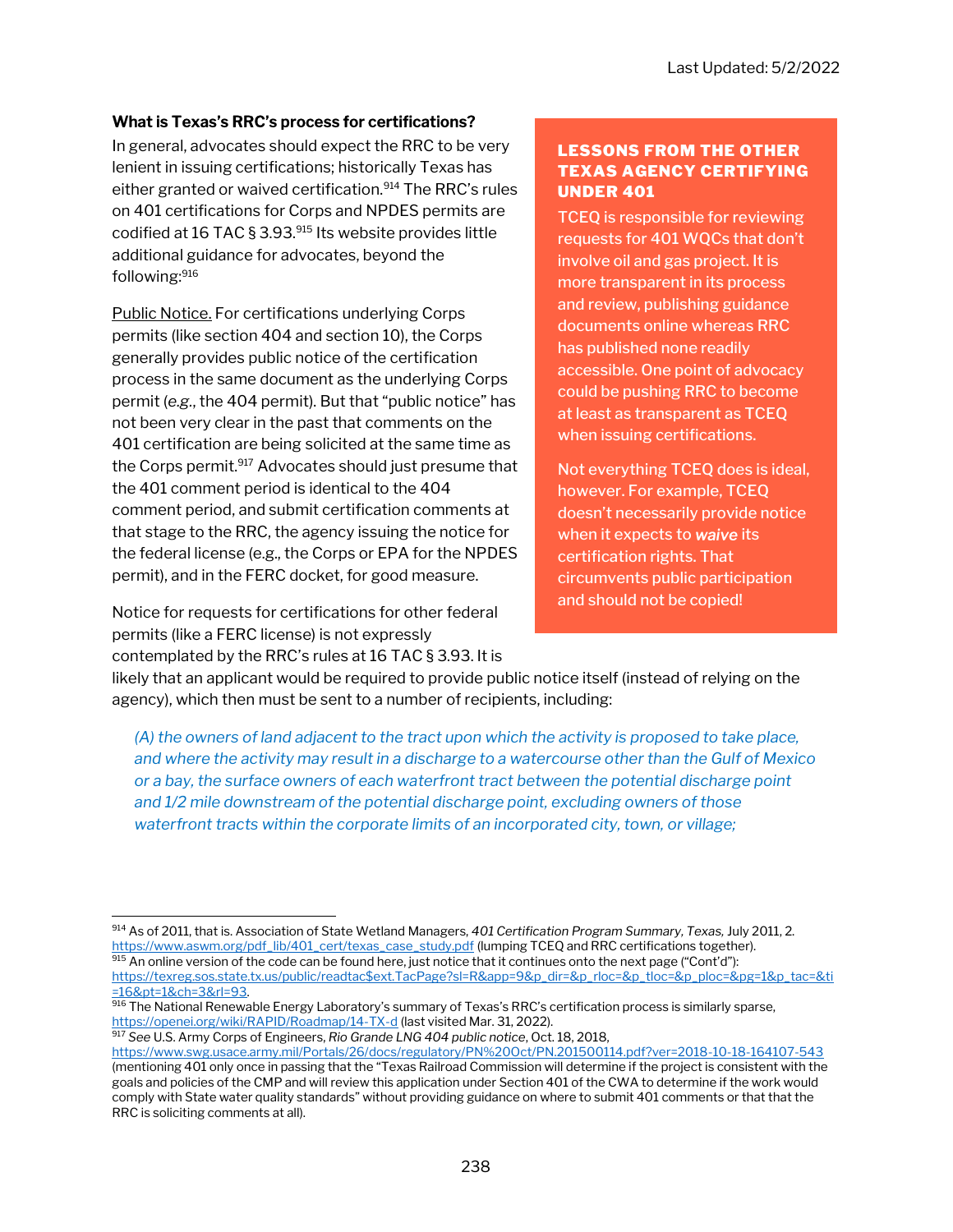### What is Texas's RRC's process for certifications?

In general, advocates should expect the RRC to be very lenient in issuing certifications; historically Texas has either granted or waived certification.[914] The RRC's rules on 401 certifications for Corps and NPDES permits are codified at 16 TAC § 3.93.[915] Its website provides little additional guidance for advocates, beyond the following:[916]

Public Notice. For certifications underlying Corps permits (like section 404 and section 10), the Corps generally provides public notice of the certification process in the same document as the underlying Corps permit (*e.g.*, the 404 permit). But that "public notice" has not been very clear in the past that comments on the 401 certification are being solicited at the same time as the Corps permit.[917] Advocates should just presume that the 401 comment period is identical to the 404 comment period, and submit certification comments at that stage to the RRC, the agency issuing the notice for the federal license (e.g., the Corps or EPA for the NPDES permit), and in the FERC docket, for good measure.

Notice for requests for certifications for other federal permits (like a FERC license) is not expressly contemplated by the RRC's rules at 16 TAC § 3.93. It is likely that an applicant would be required to provide public notice itself (instead of relying on the agency), which then must be sent to a number of recipients, including:

> *(A) the owners of land adjacent to the tract upon which the activity is proposed to take place, and where the activity may result in a discharge to a watercourse other than the Gulf of Mexico or a bay, the surface owners of each waterfront tract between the potential discharge point and 1/2 mile downstream of the potential discharge point, excluding owners of those waterfront tracts within the corporate limits of an incorporated city, town, or village;*

> **LESSONS FROM THE OTHER TEXAS AGENCY CERTIFYING UNDER 401**
>
> TCEQ is responsible for reviewing requests for 401 WQCs that don't involve oil and gas project. It is more transparent in its process and review, publishing guidance documents online whereas RRC has published none readily accessible. One point of advocacy could be pushing RRC to become at least as transparent as TCEQ when issuing certifications.
>
> Not everything TCEQ does is ideal, however. For example, TCEQ doesn't necessarily provide notice when it expects to ***waive*** its certification rights. That circumvents public participation and should not be copied!

---

[914] As of 2011, that is. Association of State Wetland Managers, *401 Certification Program Summary, Texas,* July 2011, 2. https://www.aswm.org/pdf_lib/401_cert/texas_case_study.pdf (lumping TCEQ and RRC certifications together).

[915] An online version of the code can be found here, just notice that it continues onto the next page ("Cont'd"): https://texreg.sos.state.tx.us/public/readtac$ext.TacPage?sl=R&app=9&p_dir=&p_rloc=&p_tloc=&p_ploc=&pg=1&p_tac=&ti=16&pt=1&ch=3&rl=93.

[916] The National Renewable Energy Laboratory's summary of Texas's RRC's certification process is similarly sparse, https://openei.org/wiki/RAPID/Roadmap/14-TX-d (last visited Mar. 31, 2022).

[917] *See* U.S. Army Corps of Engineers, *Rio Grande LNG 404 public notice*, Oct. 18, 2018, https://www.swg.usace.army.mil/Portals/26/docs/regulatory/PN%20Oct/PN.201500114.pdf?ver=2018-10-18-164107-543 (mentioning 401 only once in passing that the "Texas Railroad Commission will determine if the project is consistent with the goals and policies of the CMP and will review this application under Section 401 of the CWA to determine if the work would comply with State water quality standards" without providing guidance on where to submit 401 comments or that that the RRC is soliciting comments at all).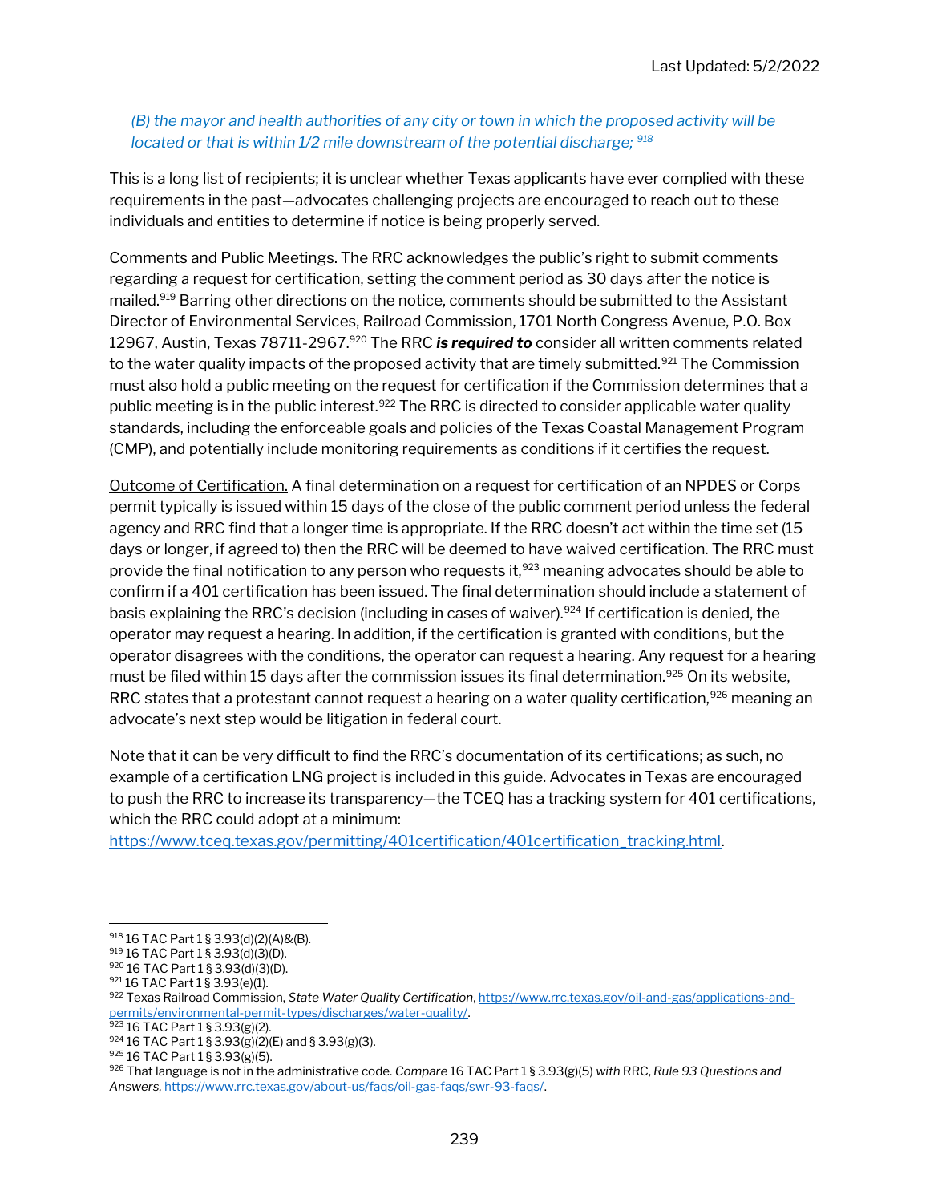*(B) the mayor and health authorities of any city or town in which the proposed activity will be located or that is within 1/2 mile downstream of the potential discharge;* [918]

This is a long list of recipients; it is unclear whether Texas applicants have ever complied with these requirements in the past—advocates challenging projects are encouraged to reach out to these individuals and entities to determine if notice is being properly served.

Comments and Public Meetings. The RRC acknowledges the public's right to submit comments regarding a request for certification, setting the comment period as 30 days after the notice is mailed.[919] Barring other directions on the notice, comments should be submitted to the Assistant Director of Environmental Services, Railroad Commission, 1701 North Congress Avenue, P.O. Box 12967, Austin, Texas 78711-2967.[920] The RRC ***is required to*** consider all written comments related to the water quality impacts of the proposed activity that are timely submitted.[921] The Commission must also hold a public meeting on the request for certification if the Commission determines that a public meeting is in the public interest.[922] The RRC is directed to consider applicable water quality standards, including the enforceable goals and policies of the Texas Coastal Management Program (CMP), and potentially include monitoring requirements as conditions if it certifies the request.

Outcome of Certification. A final determination on a request for certification of an NPDES or Corps permit typically is issued within 15 days of the close of the public comment period unless the federal agency and RRC find that a longer time is appropriate. If the RRC doesn't act within the time set (15 days or longer, if agreed to) then the RRC will be deemed to have waived certification. The RRC must provide the final notification to any person who requests it,[923] meaning advocates should be able to confirm if a 401 certification has been issued. The final determination should include a statement of basis explaining the RRC's decision (including in cases of waiver).[924] If certification is denied, the operator may request a hearing. In addition, if the certification is granted with conditions, but the operator disagrees with the conditions, the operator can request a hearing. Any request for a hearing must be filed within 15 days after the commission issues its final determination.[925] On its website, RRC states that a protestant cannot request a hearing on a water quality certification,[926] meaning an advocate's next step would be litigation in federal court.

Note that it can be very difficult to find the RRC's documentation of its certifications; as such, no example of a certification LNG project is included in this guide. Advocates in Texas are encouraged to push the RRC to increase its transparency—the TCEQ has a tracking system for 401 certifications, which the RRC could adopt at a minimum: https://www.tceq.texas.gov/permitting/401certification/401certification_tracking.html.

---

[918] 16 TAC Part 1 § 3.93(d)(2)(A)&(B).
[919] 16 TAC Part 1 § 3.93(d)(3)(D).
[920] 16 TAC Part 1 § 3.93(d)(3)(D).
[921] 16 TAC Part 1 § 3.93(e)(1).
[922] Texas Railroad Commission, *State Water Quality Certification*, https://www.rrc.texas.gov/oil-and-gas/applications-and-permits/environmental-permit-types/discharges/water-quality/.
[923] 16 TAC Part 1 § 3.93(g)(2).
[924] 16 TAC Part 1 § 3.93(g)(2)(E) and § 3.93(g)(3).
[925] 16 TAC Part 1 § 3.93(g)(5).
[926] That language is not in the administrative code. *Compare* 16 TAC Part 1 § 3.93(g)(5) *with* RRC, *Rule 93 Questions and Answers*, https://www.rrc.texas.gov/about-us/faqs/oil-gas-faqs/swr-93-faqs/.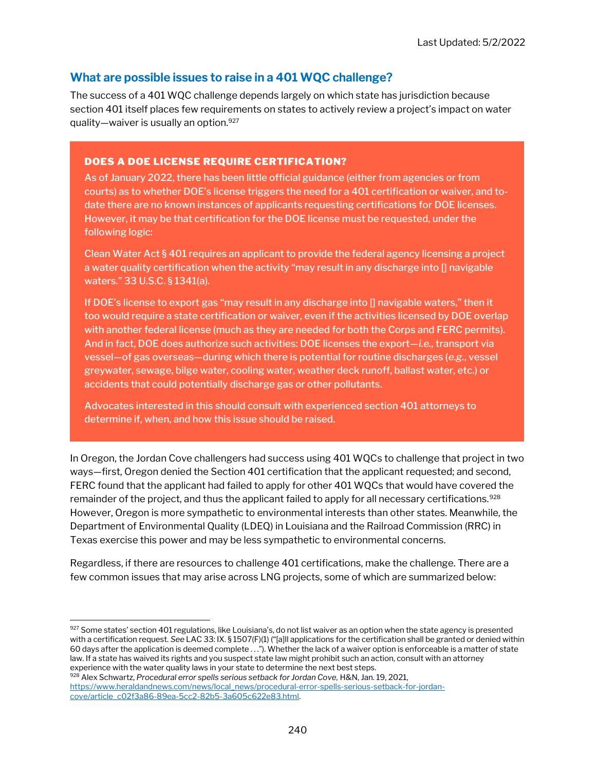## What are possible issues to raise in a 401 WQC challenge?

The success of a 401 WQC challenge depends largely on which state has jurisdiction because section 401 itself places few requirements on states to actively review a project's impact on water quality—waiver is usually an option.[927]

> **DOES A DOE LICENSE REQUIRE CERTIFICATION?**
>
> As of January 2022, there has been little official guidance (either from agencies or from courts) as to whether DOE's license triggers the need for a 401 certification or waiver, and to-date there are no known instances of applicants requesting certifications for DOE licenses. However, it may be that certification for the DOE license must be requested, under the following logic:
>
> Clean Water Act § 401 requires an applicant to provide the federal agency licensing a project a water quality certification when the activity "may result in any discharge into [] navigable waters." 33 U.S.C. § 1341(a).
>
> If DOE's license to export gas "may result in any discharge into [] navigable waters," then it too would require a state certification or waiver, even if the activities licensed by DOE overlap with another federal license (much as they are needed for both the Corps and FERC permits). And in fact, DOE does authorize such activities: DOE licenses the export—*i.e.*, transport via vessel—of gas overseas—during which there is potential for routine discharges (*e.g.*, vessel greywater, sewage, bilge water, cooling water, weather deck runoff, ballast water, etc.) or accidents that could potentially discharge gas or other pollutants.
>
> Advocates interested in this should consult with experienced section 401 attorneys to determine if, when, and how this issue should be raised.

In Oregon, the Jordan Cove challengers had success using 401 WQCs to challenge that project in two ways—first, Oregon denied the Section 401 certification that the applicant requested; and second, FERC found that the applicant had failed to apply for other 401 WQCs that would have covered the remainder of the project, and thus the applicant failed to apply for all necessary certifications.[928] However, Oregon is more sympathetic to environmental interests than other states. Meanwhile, the Department of Environmental Quality (LDEQ) in Louisiana and the Railroad Commission (RRC) in Texas exercise this power and may be less sympathetic to environmental concerns.

Regardless, if there are resources to challenge 401 certifications, make the challenge. There are a few common issues that may arise across LNG projects, some of which are summarized below:

---

[927] Some states' section 401 regulations, like Louisiana's, do not list waiver as an option when the state agency is presented with a certification request. *See* LAC 33: IX. § 1507(F)(1) ("[a]ll applications for the certification shall be granted or denied within 60 days after the application is deemed complete . . ."). Whether the lack of a waiver option is enforceable is a matter of state law. If a state has waived its rights and you suspect state law might prohibit such an action, consult with an attorney experience with the water quality laws in your state to determine the next best steps.

[928] Alex Schwartz, *Procedural error spells serious setback for Jordan Cove*, H&N, Jan. 19, 2021, https://www.heraldandnews.com/news/local_news/procedural-error-spells-serious-setback-for-jordan-cove/article_c02f3a86-89ea-5cc2-82b5-3a605c622e83.html.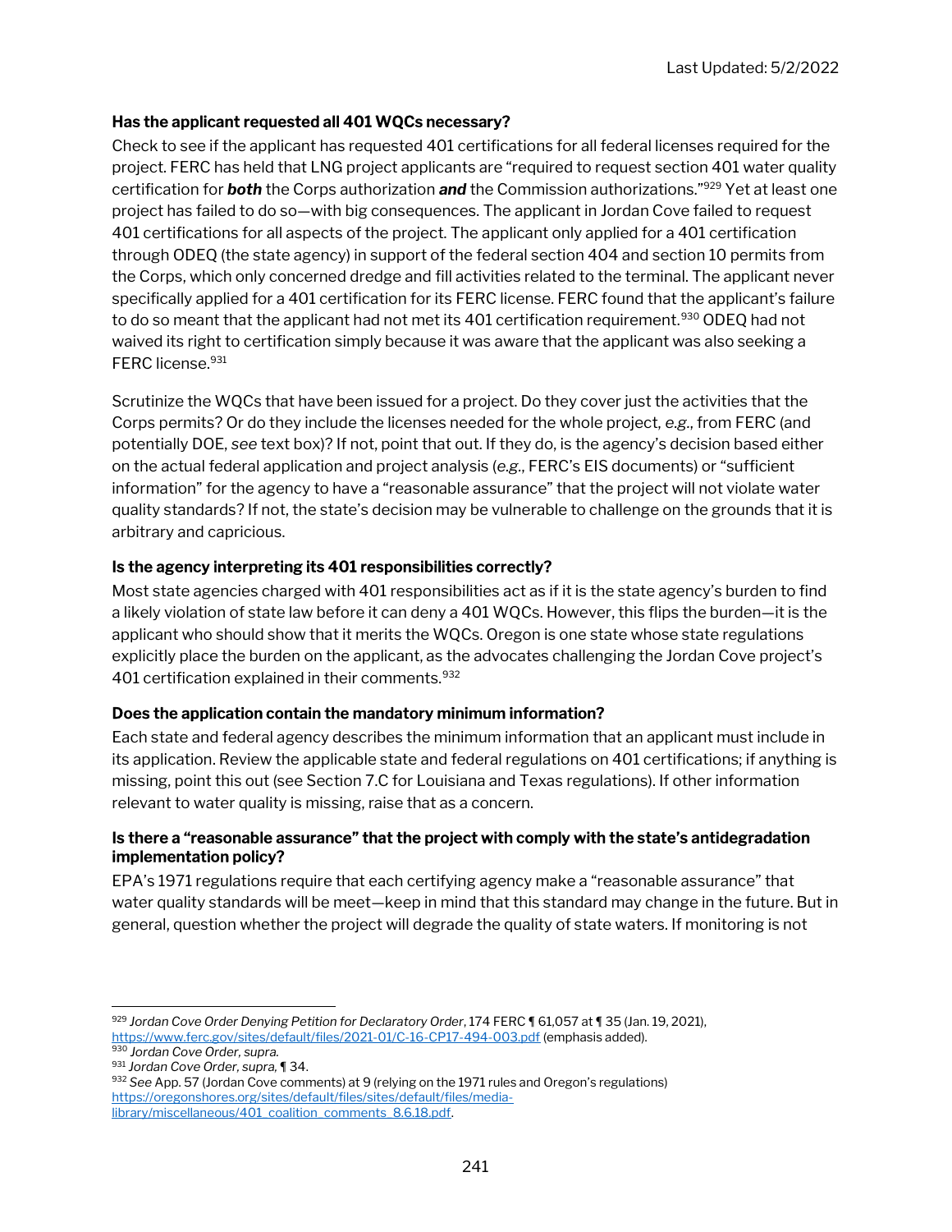### Has the applicant requested all 401 WQCs necessary?

Check to see if the applicant has requested 401 certifications for all federal licenses required for the project. FERC has held that LNG project applicants are "required to request section 401 water quality certification for ***both*** the Corps authorization ***and*** the Commission authorizations."[929] Yet at least one project has failed to do so—with big consequences. The applicant in Jordan Cove failed to request 401 certifications for all aspects of the project. The applicant only applied for a 401 certification through ODEQ (the state agency) in support of the federal section 404 and section 10 permits from the Corps, which only concerned dredge and fill activities related to the terminal. The applicant never specifically applied for a 401 certification for its FERC license. FERC found that the applicant's failure to do so meant that the applicant had not met its 401 certification requirement.[930] ODEQ had not waived its right to certification simply because it was aware that the applicant was also seeking a FERC license.[931]

Scrutinize the WQCs that have been issued for a project. Do they cover just the activities that the Corps permits? Or do they include the licenses needed for the whole project, *e.g.*, from FERC (and potentially DOE, *see* text box)? If not, point that out. If they do, is the agency's decision based either on the actual federal application and project analysis (*e.g.*, FERC's EIS documents) or "sufficient information" for the agency to have a "reasonable assurance" that the project will not violate water quality standards? If not, the state's decision may be vulnerable to challenge on the grounds that it is arbitrary and capricious.

### Is the agency interpreting its 401 responsibilities correctly?

Most state agencies charged with 401 responsibilities act as if it is the state agency's burden to find a likely violation of state law before it can deny a 401 WQCs. However, this flips the burden—it is the applicant who should show that it merits the WQCs. Oregon is one state whose state regulations explicitly place the burden on the applicant, as the advocates challenging the Jordan Cove project's 401 certification explained in their comments.[932]

### Does the application contain the mandatory minimum information?

Each state and federal agency describes the minimum information that an applicant must include in its application. Review the applicable state and federal regulations on 401 certifications; if anything is missing, point this out (see Section 7.C for Louisiana and Texas regulations). If other information relevant to water quality is missing, raise that as a concern.

### Is there a "reasonable assurance" that the project with comply with the state's antidegradation implementation policy?

EPA's 1971 regulations require that each certifying agency make a "reasonable assurance" that water quality standards will be meet—keep in mind that this standard may change in the future. But in general, question whether the project will degrade the quality of state waters. If monitoring is not

---

[929] *Jordan Cove Order Denying Petition for Declaratory Order*, 174 FERC ¶ 61,057 at ¶ 35 (Jan. 19, 2021), https://www.ferc.gov/sites/default/files/2021-01/C-16-CP17-494-003.pdf (emphasis added).

[930] *Jordan Cove Order, supra.*

[931] *Jordan Cove Order, supra,* ¶ 34.

[932] *See* App. 57 (Jordan Cove comments) at 9 (relying on the 1971 rules and Oregon's regulations) https://oregonshores.org/sites/default/files/sites/default/files/media-library/miscellaneous/401_coalition_comments_8.6.18.pdf.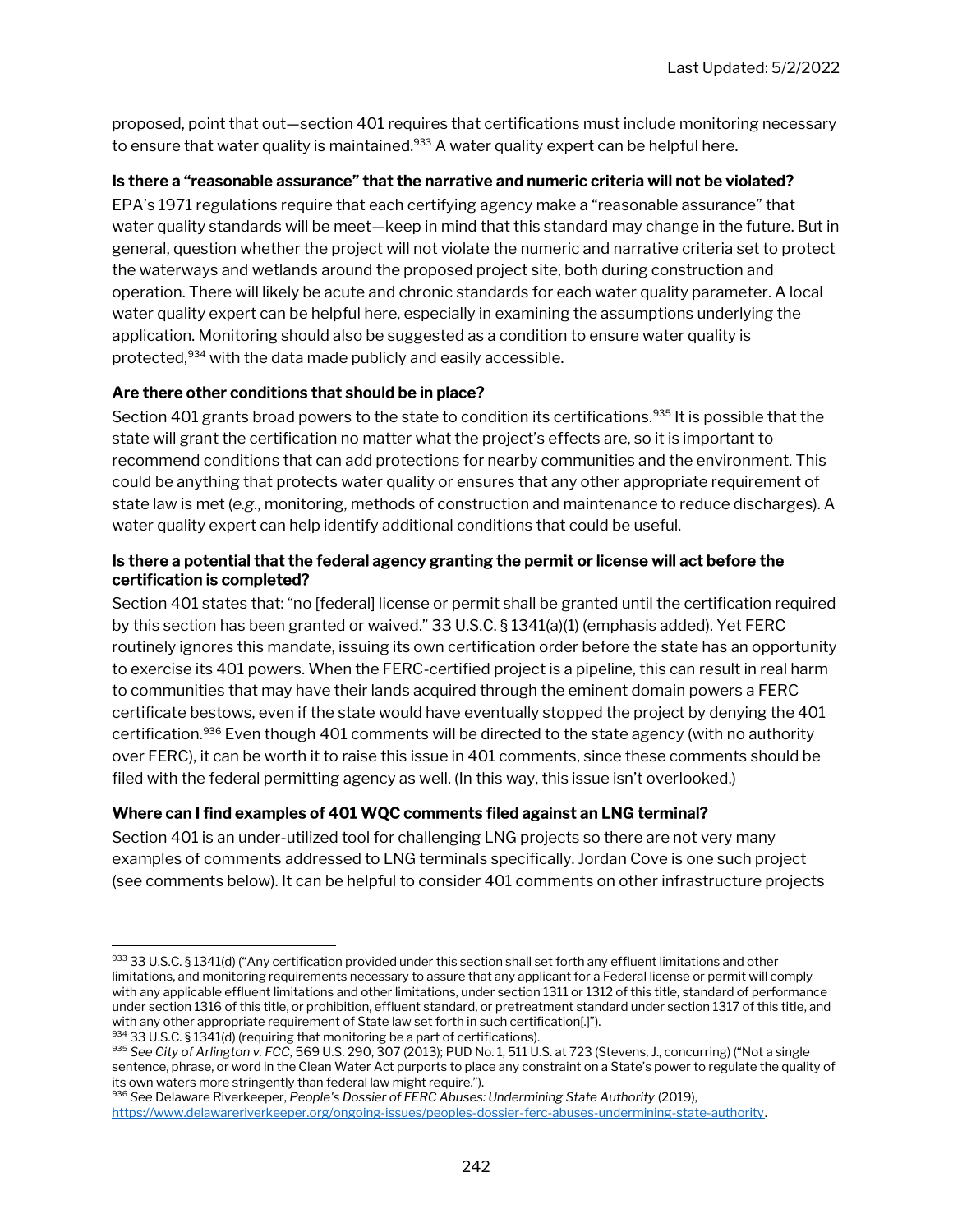proposed, point that out—section 401 requires that certifications must include monitoring necessary to ensure that water quality is maintained.[933] A water quality expert can be helpful here.

**Is there a "reasonable assurance" that the narrative and numeric criteria will not be violated?**

EPA's 1971 regulations require that each certifying agency make a "reasonable assurance" that water quality standards will be meet—keep in mind that this standard may change in the future. But in general, question whether the project will not violate the numeric and narrative criteria set to protect the waterways and wetlands around the proposed project site, both during construction and operation. There will likely be acute and chronic standards for each water quality parameter. A local water quality expert can be helpful here, especially in examining the assumptions underlying the application. Monitoring should also be suggested as a condition to ensure water quality is protected,[934] with the data made publicly and easily accessible.

**Are there other conditions that should be in place?**

Section 401 grants broad powers to the state to condition its certifications.[935] It is possible that the state will grant the certification no matter what the project's effects are, so it is important to recommend conditions that can add protections for nearby communities and the environment. This could be anything that protects water quality or ensures that any other appropriate requirement of state law is met (*e.g.*, monitoring, methods of construction and maintenance to reduce discharges). A water quality expert can help identify additional conditions that could be useful.

**Is there a potential that the federal agency granting the permit or license will act before the certification is completed?**

Section 401 states that: "no [federal] license or permit shall be granted until the certification required by this section has been granted or waived." 33 U.S.C. § 1341(a)(1) (emphasis added). Yet FERC routinely ignores this mandate, issuing its own certification order before the state has an opportunity to exercise its 401 powers. When the FERC-certified project is a pipeline, this can result in real harm to communities that may have their lands acquired through the eminent domain powers a FERC certificate bestows, even if the state would have eventually stopped the project by denying the 401 certification.[936] Even though 401 comments will be directed to the state agency (with no authority over FERC), it can be worth it to raise this issue in 401 comments, since these comments should be filed with the federal permitting agency as well. (In this way, this issue isn't overlooked.)

**Where can I find examples of 401 WQC comments filed against an LNG terminal?**

Section 401 is an under-utilized tool for challenging LNG projects so there are not very many examples of comments addressed to LNG terminals specifically. Jordan Cove is one such project (see comments below). It can be helpful to consider 401 comments on other infrastructure projects

---

[933] 33 U.S.C. § 1341(d) ("Any certification provided under this section shall set forth any effluent limitations and other limitations, and monitoring requirements necessary to assure that any applicant for a Federal license or permit will comply with any applicable effluent limitations and other limitations, under section 1311 or 1312 of this title, standard of performance under section 1316 of this title, or prohibition, effluent standard, or pretreatment standard under section 1317 of this title, and with any other appropriate requirement of State law set forth in such certification[.]").

[934] 33 U.S.C. § 1341(d) (requiring that monitoring be a part of certifications).

[935] *See City of Arlington v. FCC*, 569 U.S. 290, 307 (2013); PUD No. 1, 511 U.S. at 723 (Stevens, J., concurring) ("Not a single sentence, phrase, or word in the Clean Water Act purports to place any constraint on a State's power to regulate the quality of its own waters more stringently than federal law might require.").

[936] *See* Delaware Riverkeeper, *People's Dossier of FERC Abuses: Undermining State Authority* (2019), https://www.delawareriverkeeper.org/ongoing-issues/peoples-dossier-ferc-abuses-undermining-state-authority.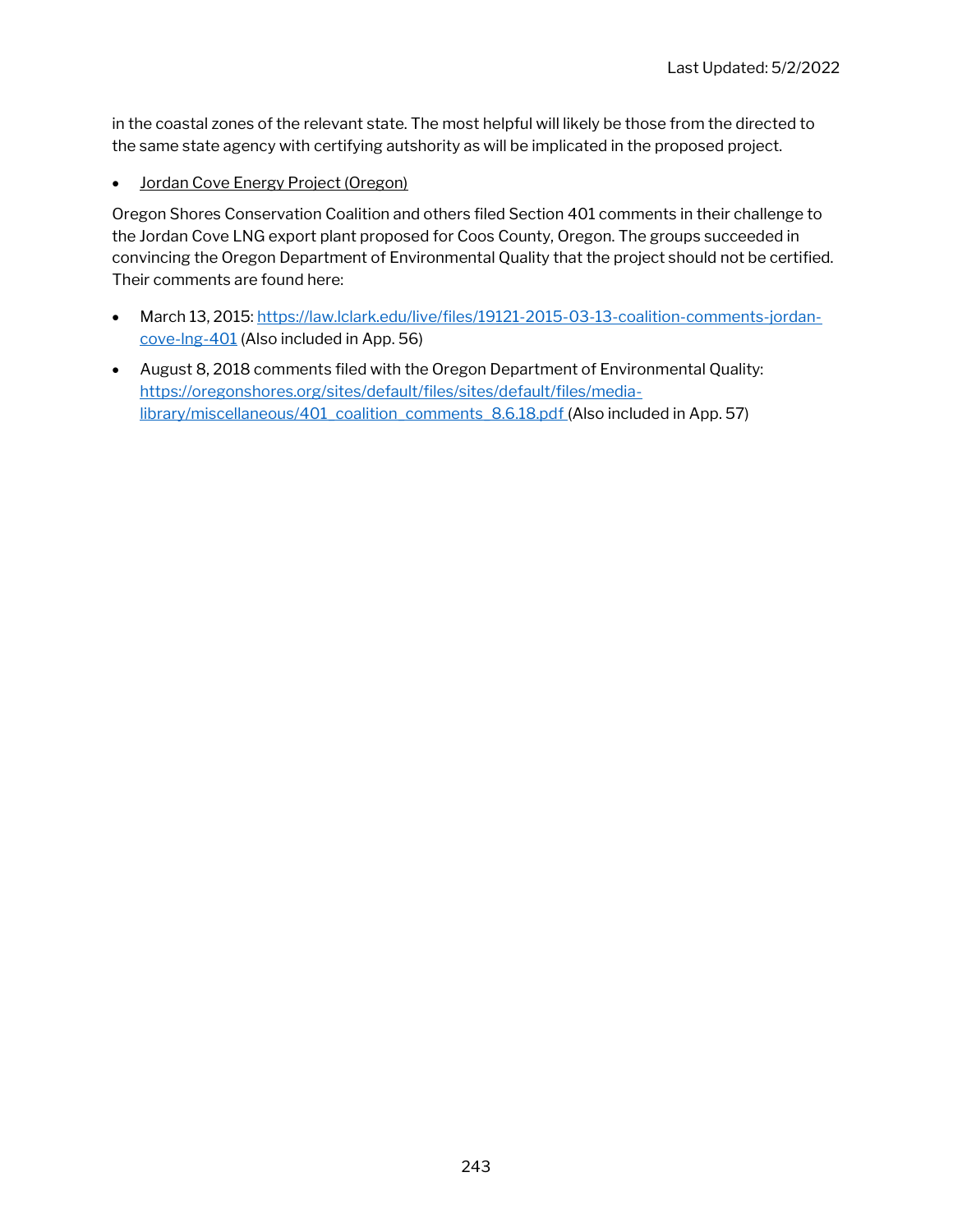in the coastal zones of the relevant state. The most helpful will likely be those from the directed to the same state agency with certifying autshority as will be implicated in the proposed project.

- Jordan Cove Energy Project (Oregon)

Oregon Shores Conservation Coalition and others filed Section 401 comments in their challenge to the Jordan Cove LNG export plant proposed for Coos County, Oregon. The groups succeeded in convincing the Oregon Department of Environmental Quality that the project should not be certified. Their comments are found here:

- March 13, 2015: [https://law.lclark.edu/live/files/19121-2015-03-13-coalition-comments-jordan-cove-lng-401](https://law.lclark.edu/live/files/19121-2015-03-13-coalition-comments-jordan-cove-lng-401) (Also included in App. 56)
- August 8, 2018 comments filed with the Oregon Department of Environmental Quality: [https://oregonshores.org/sites/default/files/sites/default/files/media-library/miscellaneous/401_coalition_comments_8.6.18.pdf](https://oregonshores.org/sites/default/files/sites/default/files/media-library/miscellaneous/401_coalition_comments_8.6.18.pdf) (Also included in App. 57)